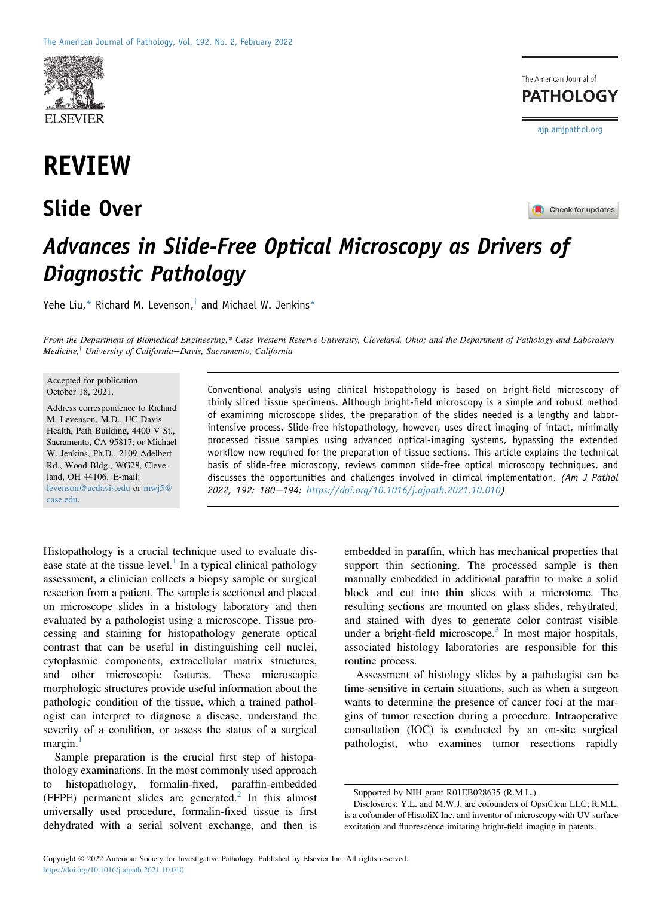# REVIEW

## Slide Over

# *Advances in Slide-Free Optical Microscopy as Drivers of Diagnostic Pathology*

Yehe Liu,[*] Richard M. Levenson,[†] and Michael W. Jenkins[*]

*From the Department of Biomedical Engineering,\* Case Western Reserve University, Cleveland, Ohio; and the Department of Pathology and Laboratory Medicine,† University of California—Davis, Sacramento, California*

Accepted for publication October 18, 2021.

Address correspondence to Richard M. Levenson, M.D., UC Davis Health, Path Building, 4400 V St., Sacramento, CA 95817; or Michael W. Jenkins, Ph.D., 2109 Adelbert Rd., Wood Bldg., WG28, Cleveland, OH 44106. E-mail: levenson@ucdavis.edu or mwj5@case.edu.

Conventional analysis using clinical histopathology is based on bright-field microscopy of thinly sliced tissue specimens. Although bright-field microscopy is a simple and robust method of examining microscope slides, the preparation of the slides needed is a lengthy and labor-intensive process. Slide-free histopathology, however, uses direct imaging of intact, minimally processed tissue samples using advanced optical-imaging systems, bypassing the extended workflow now required for the preparation of tissue sections. This article explains the technical basis of slide-free microscopy, reviews common slide-free optical microscopy techniques, and discusses the opportunities and challenges involved in clinical implementation. *(Am J Pathol 2022, 192: 180—194; https://doi.org/10.1016/j.ajpath.2021.10.010)*

Histopathology is a crucial technique used to evaluate disease state at the tissue level.[1] In a typical clinical pathology assessment, a clinician collects a biopsy sample or surgical resection from a patient. The sample is sectioned and placed on microscope slides in a histology laboratory and then evaluated by a pathologist using a microscope. Tissue processing and staining for histopathology generate optical contrast that can be useful in distinguishing cell nuclei, cytoplasmic components, extracellular matrix structures, and other microscopic features. These microscopic morphologic structures provide useful information about the pathologic condition of the tissue, which a trained pathologist can interpret to diagnose a disease, understand the severity of a condition, or assess the status of a surgical margin.[1]

Sample preparation is the crucial first step of histopathology examinations. In the most commonly used approach to histopathology, formalin-fixed, paraffin-embedded (FFPE) permanent slides are generated.[2] In this almost universally used procedure, formalin-fixed tissue is first dehydrated with a serial solvent exchange, and then is embedded in paraffin, which has mechanical properties that support thin sectioning. The processed sample is then manually embedded in additional paraffin to make a solid block and cut into thin slices with a microtome. The resulting sections are mounted on glass slides, rehydrated, and stained with dyes to generate color contrast visible under a bright-field microscope.[3] In most major hospitals, associated histology laboratories are responsible for this routine process.

Assessment of histology slides by a pathologist can be time-sensitive in certain situations, such as when a surgeon wants to determine the presence of cancer foci at the margins of tumor resection during a procedure. Intraoperative consultation (IOC) is conducted by an on-site surgical pathologist, who examines tumor resections rapidly

Supported by NIH grant R01EB028635 (R.M.L.).

Disclosures: Y.L. and M.W.J. are cofounders of OpsiClear LLC; R.M.L. is a cofounder of HistoliX Inc. and inventor of microscopy with UV surface excitation and fluorescence imitating bright-field imaging in patents.

Copyright © 2022 American Society for Investigative Pathology. Published by Elsevier Inc. All rights reserved.
https://doi.org/10.1016/j.ajpath.2021.10.010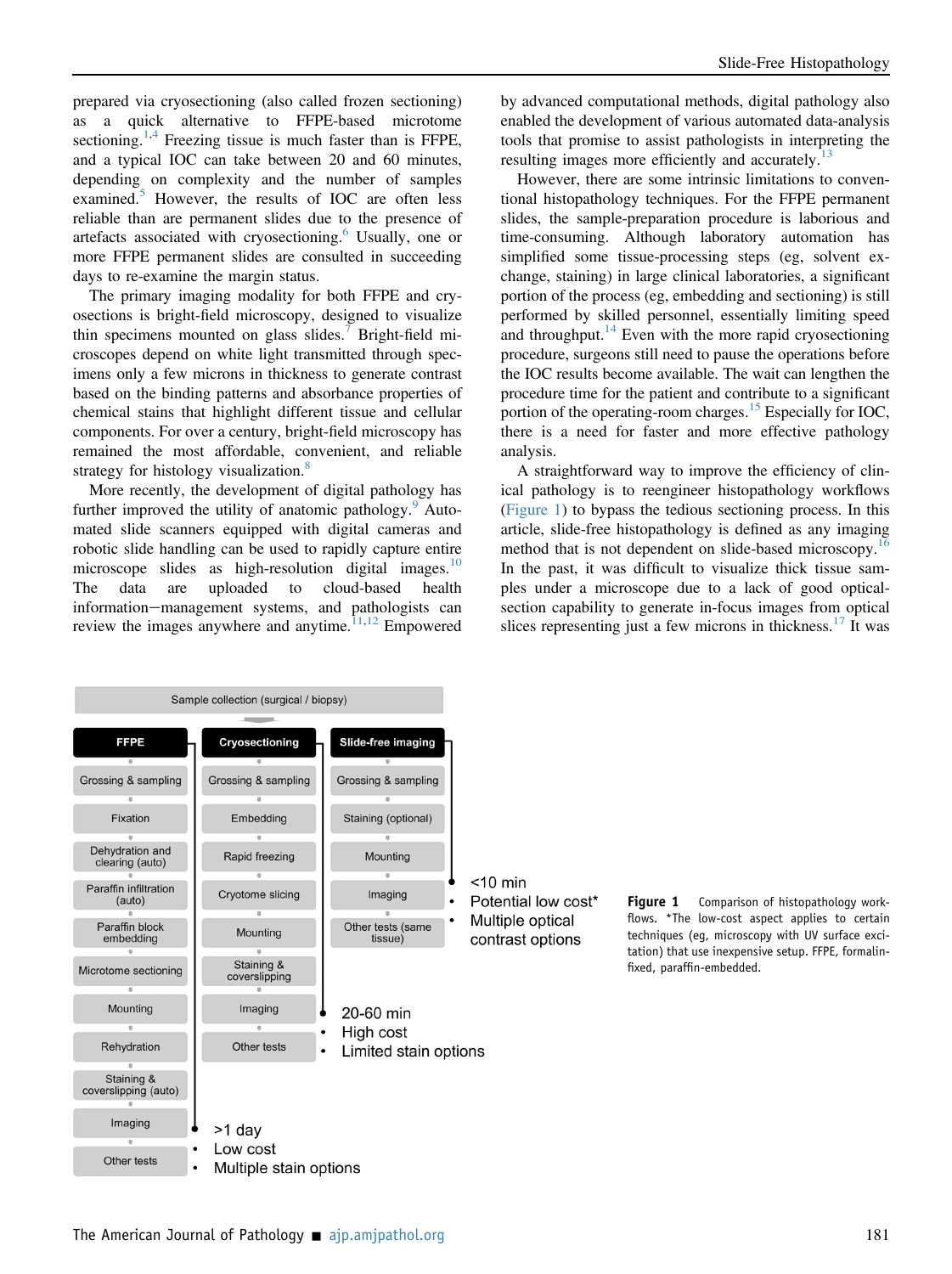prepared via cryosectioning (also called frozen sectioning) as a quick alternative to FFPE-based microtome sectioning.[1,4] Freezing tissue is much faster than is FFPE, and a typical IOC can take between 20 and 60 minutes, depending on complexity and the number of samples examined.[5] However, the results of IOC are often less reliable than are permanent slides due to the presence of artefacts associated with cryosectioning.[6] Usually, one or more FFPE permanent slides are consulted in succeeding days to re-examine the margin status.

The primary imaging modality for both FFPE and cryosections is bright-field microscopy, designed to visualize thin specimens mounted on glass slides.[7] Bright-field microscopes depend on white light transmitted through specimens only a few microns in thickness to generate contrast based on the binding patterns and absorbance properties of chemical stains that highlight different tissue and cellular components. For over a century, bright-field microscopy has remained the most affordable, convenient, and reliable strategy for histology visualization.[8]

More recently, the development of digital pathology has further improved the utility of anatomic pathology.[9] Automated slide scanners equipped with digital cameras and robotic slide handling can be used to rapidly capture entire microscope slides as high-resolution digital images.[10] The data are uploaded to cloud-based health information−management systems, and pathologists can review the images anywhere and anytime.[11,12] Empowered by advanced computational methods, digital pathology also enabled the development of various automated data-analysis tools that promise to assist pathologists in interpreting the resulting images more efficiently and accurately.[13]

However, there are some intrinsic limitations to conventional histopathology techniques. For the FFPE permanent slides, the sample-preparation procedure is laborious and time-consuming. Although laboratory automation has simplified some tissue-processing steps (eg, solvent exchange, staining) in large clinical laboratories, a significant portion of the process (eg, embedding and sectioning) is still performed by skilled personnel, essentially limiting speed and throughput.[14] Even with the more rapid cryosectioning procedure, surgeons still need to pause the operations before the IOC results become available. The wait can lengthen the procedure time for the patient and contribute to a significant portion of the operating-room charges.[15] Especially for IOC, there is a need for faster and more effective pathology analysis.

A straightforward way to improve the efficiency of clinical pathology is to reengineer histopathology workflows (Figure 1) to bypass the tedious sectioning process. In this article, slide-free histopathology is defined as any imaging method that is not dependent on slide-based microscopy.[16] In the past, it was difficult to visualize thick tissue samples under a microscope due to a lack of good optical-section capability to generate in-focus images from optical slices representing just a few microns in thickness.[17] It was

Sample collection (surgical / biopsy)

| FFPE | Cryosectioning | Slide-free imaging |
|---|---|---|
| Grossing & sampling | Grossing & sampling | Grossing & sampling |
| Fixation | Embedding | Staining (optional) |
| Dehydration and clearing (auto) | Rapid freezing | Mounting |
| Paraffin infiltration (auto) | Cryotome slicing | Imaging |
| Paraffin block embedding | Mounting | Other tests (same tissue) |
| Microtome sectioning | Staining & coverslipping | |
| Mounting | Imaging | |
| Rehydration | Other tests | |
| Staining & coverslipping (auto) | | |
| Imaging | | |
| Other tests | | |
| >1 day; • Low cost; • Multiple stain options | 20-60 min; • High cost; • Limited stain options | <10 min; • Potential low cost*; • Multiple optical contrast options |

**Figure 1** Comparison of histopathology workflows. *The low-cost aspect applies to certain techniques (eg, microscopy with UV surface excitation) that use inexpensive setup. FFPE, formalin-fixed, paraffin-embedded.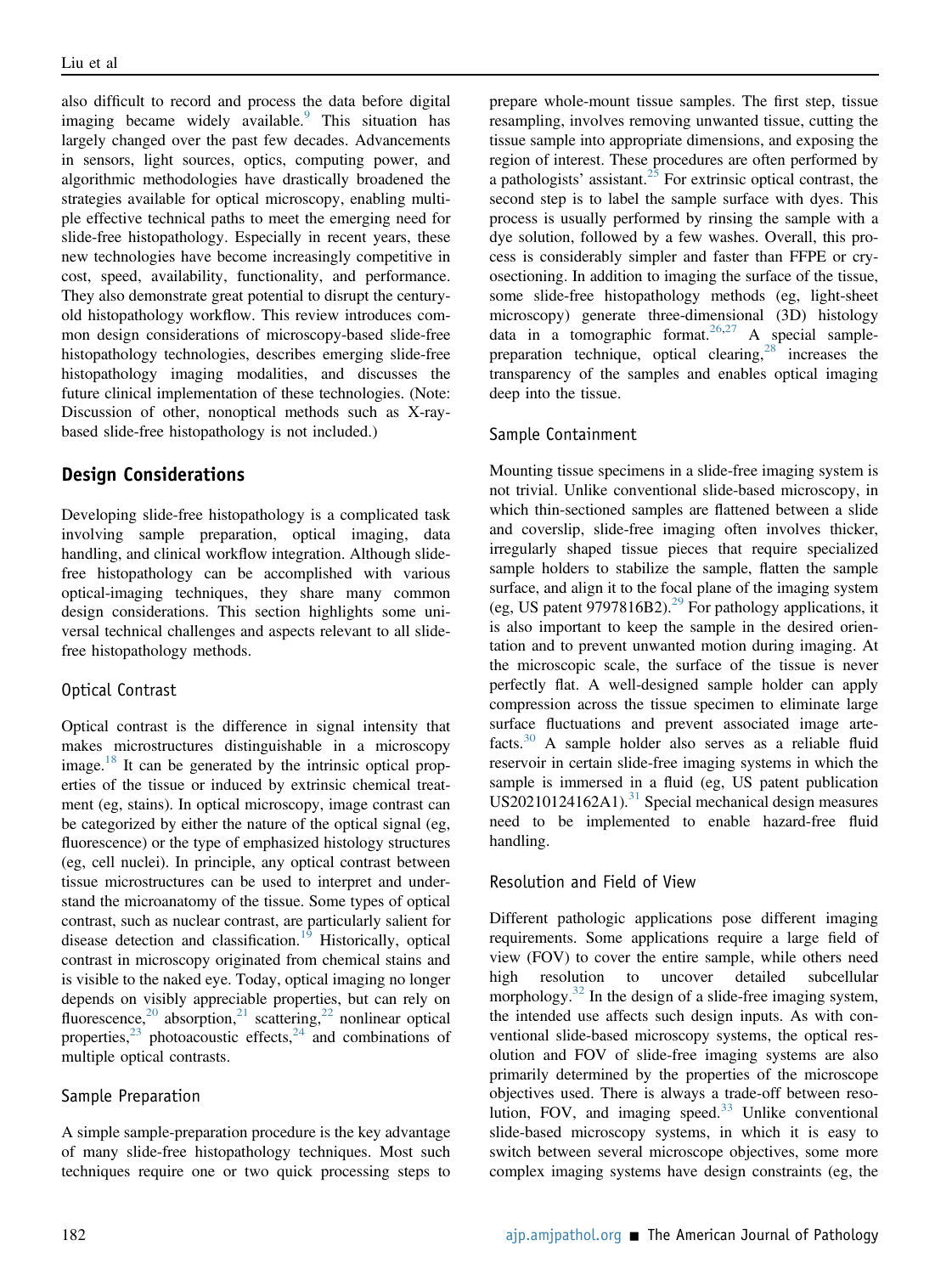also difficult to record and process the data before digital imaging became widely available.[9] This situation has largely changed over the past few decades. Advancements in sensors, light sources, optics, computing power, and algorithmic methodologies have drastically broadened the strategies available for optical microscopy, enabling multiple effective technical paths to meet the emerging need for slide-free histopathology. Especially in recent years, these new technologies have become increasingly competitive in cost, speed, availability, functionality, and performance. They also demonstrate great potential to disrupt the century-old histopathology workflow. This review introduces common design considerations of microscopy-based slide-free histopathology technologies, describes emerging slide-free histopathology imaging modalities, and discusses the future clinical implementation of these technologies. (Note: Discussion of other, nonoptical methods such as X-ray-based slide-free histopathology is not included.)

## Design Considerations

Developing slide-free histopathology is a complicated task involving sample preparation, optical imaging, data handling, and clinical workflow integration. Although slide-free histopathology can be accomplished with various optical-imaging techniques, they share many common design considerations. This section highlights some universal technical challenges and aspects relevant to all slide-free histopathology methods.

### Optical Contrast

Optical contrast is the difference in signal intensity that makes microstructures distinguishable in a microscopy image.[18] It can be generated by the intrinsic optical properties of the tissue or induced by extrinsic chemical treatment (eg, stains). In optical microscopy, image contrast can be categorized by either the nature of the optical signal (eg, fluorescence) or the type of emphasized histology structures (eg, cell nuclei). In principle, any optical contrast between tissue microstructures can be used to interpret and understand the microanatomy of the tissue. Some types of optical contrast, such as nuclear contrast, are particularly salient for disease detection and classification.[19] Historically, optical contrast in microscopy originated from chemical stains and is visible to the naked eye. Today, optical imaging no longer depends on visibly appreciable properties, but can rely on fluorescence,[20] absorption,[21] scattering,[22] nonlinear optical properties,[23] photoacoustic effects,[24] and combinations of multiple optical contrasts.

### Sample Preparation

A simple sample-preparation procedure is the key advantage of many slide-free histopathology techniques. Most such techniques require one or two quick processing steps to prepare whole-mount tissue samples. The first step, tissue resampling, involves removing unwanted tissue, cutting the tissue sample into appropriate dimensions, and exposing the region of interest. These procedures are often performed by a pathologists' assistant.[25] For extrinsic optical contrast, the second step is to label the sample surface with dyes. This process is usually performed by rinsing the sample with a dye solution, followed by a few washes. Overall, this process is considerably simpler and faster than FFPE or cryosectioning. In addition to imaging the surface of the tissue, some slide-free histopathology methods (eg, light-sheet microscopy) generate three-dimensional (3D) histology data in a tomographic format.[26,27] A special sample-preparation technique, optical clearing,[28] increases the transparency of the samples and enables optical imaging deep into the tissue.

### Sample Containment

Mounting tissue specimens in a slide-free imaging system is not trivial. Unlike conventional slide-based microscopy, in which thin-sectioned samples are flattened between a slide and coverslip, slide-free imaging often involves thicker, irregularly shaped tissue pieces that require specialized sample holders to stabilize the sample, flatten the sample surface, and align it to the focal plane of the imaging system (eg, US patent 9797816B2).[29] For pathology applications, it is also important to keep the sample in the desired orientation and to prevent unwanted motion during imaging. At the microscopic scale, the surface of the tissue is never perfectly flat. A well-designed sample holder can apply compression across the tissue specimen to eliminate large surface fluctuations and prevent associated image artefacts.[30] A sample holder also serves as a reliable fluid reservoir in certain slide-free imaging systems in which the sample is immersed in a fluid (eg, US patent publication US20210124162A1).[31] Special mechanical design measures need to be implemented to enable hazard-free fluid handling.

### Resolution and Field of View

Different pathologic applications pose different imaging requirements. Some applications require a large field of view (FOV) to cover the entire sample, while others need high resolution to uncover detailed subcellular morphology.[32] In the design of a slide-free imaging system, the intended use affects such design inputs. As with conventional slide-based microscopy systems, the optical resolution and FOV of slide-free imaging systems are also primarily determined by the properties of the microscope objectives used. There is always a trade-off between resolution, FOV, and imaging speed.[33] Unlike conventional slide-based microscopy systems, in which it is easy to switch between several microscope objectives, some more complex imaging systems have design constraints (eg, the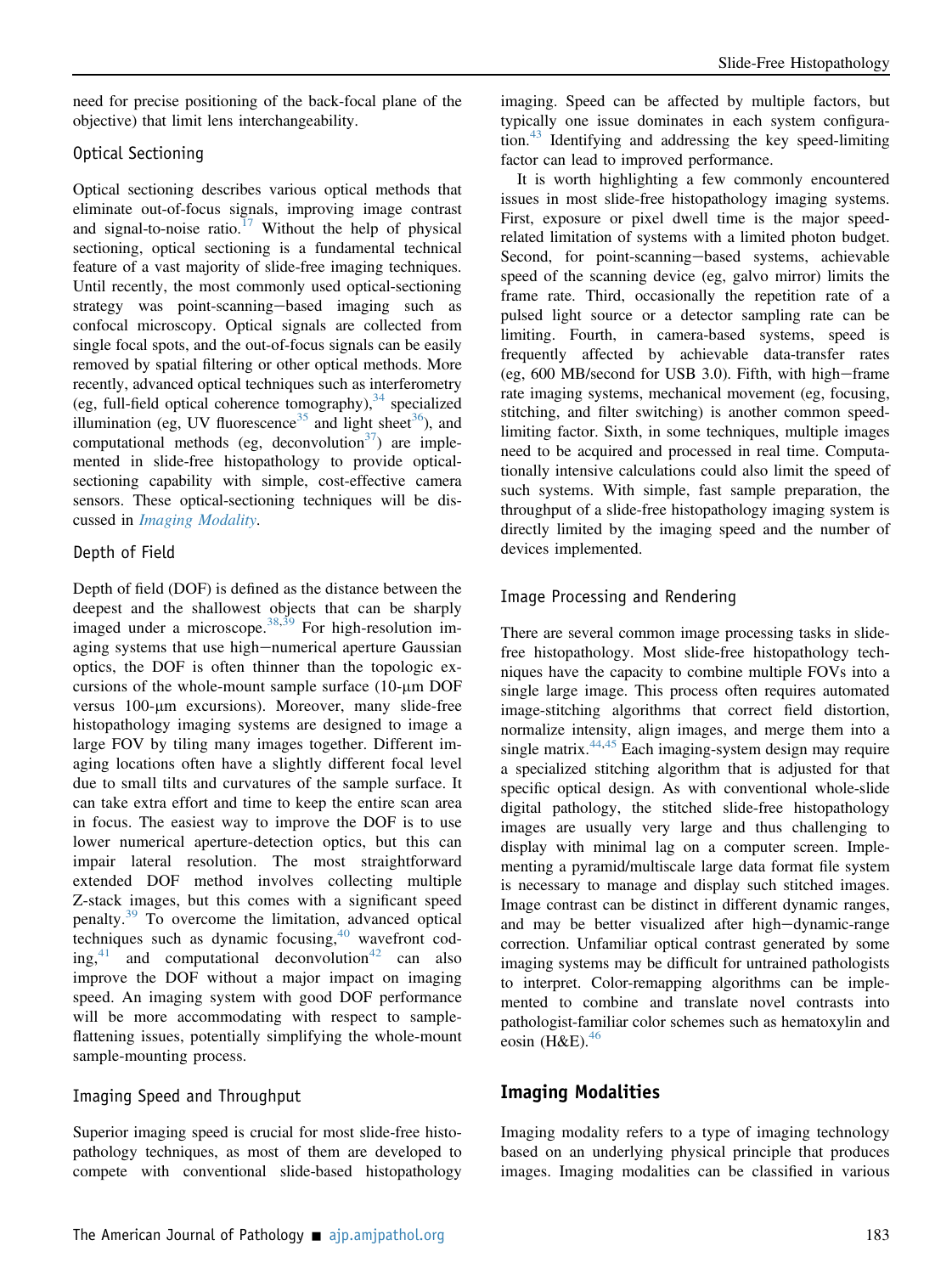need for precise positioning of the back-focal plane of the objective) that limit lens interchangeability.

### Optical Sectioning

Optical sectioning describes various optical methods that eliminate out-of-focus signals, improving image contrast and signal-to-noise ratio.[17] Without the help of physical sectioning, optical sectioning is a fundamental technical feature of a vast majority of slide-free imaging techniques. Until recently, the most commonly used optical-sectioning strategy was point-scanning–based imaging such as confocal microscopy. Optical signals are collected from single focal spots, and the out-of-focus signals can be easily removed by spatial filtering or other optical methods. More recently, advanced optical techniques such as interferometry (eg, full-field optical coherence tomography),[34] specialized illumination (eg, UV fluorescence[35] and light sheet[36]), and computational methods (eg, deconvolution[37]) are implemented in slide-free histopathology to provide optical-sectioning capability with simple, cost-effective camera sensors. These optical-sectioning techniques will be discussed in *Imaging Modality*.

### Depth of Field

Depth of field (DOF) is defined as the distance between the deepest and the shallowest objects that can be sharply imaged under a microscope.[38,39] For high-resolution imaging systems that use high–numerical aperture Gaussian optics, the DOF is often thinner than the topologic excursions of the whole-mount sample surface (10-μm DOF versus 100-μm excursions). Moreover, many slide-free histopathology imaging systems are designed to image a large FOV by tiling many images together. Different imaging locations often have a slightly different focal level due to small tilts and curvatures of the sample surface. It can take extra effort and time to keep the entire scan area in focus. The easiest way to improve the DOF is to use lower numerical aperture-detection optics, but this can impair lateral resolution. The most straightforward extended DOF method involves collecting multiple Z-stack images, but this comes with a significant speed penalty.[39] To overcome the limitation, advanced optical techniques such as dynamic focusing,[40] wavefront coding,[41] and computational deconvolution[42] can also improve the DOF without a major impact on imaging speed. An imaging system with good DOF performance will be more accommodating with respect to sample-flattening issues, potentially simplifying the whole-mount sample-mounting process.

### Imaging Speed and Throughput

Superior imaging speed is crucial for most slide-free histopathology techniques, as most of them are developed to compete with conventional slide-based histopathology imaging. Speed can be affected by multiple factors, but typically one issue dominates in each system configuration.[43] Identifying and addressing the key speed-limiting factor can lead to improved performance.

It is worth highlighting a few commonly encountered issues in most slide-free histopathology imaging systems. First, exposure or pixel dwell time is the major speed-related limitation of systems with a limited photon budget. Second, for point-scanning–based systems, achievable speed of the scanning device (eg, galvo mirror) limits the frame rate. Third, occasionally the repetition rate of a pulsed light source or a detector sampling rate can be limiting. Fourth, in camera-based systems, speed is frequently affected by achievable data-transfer rates (eg, 600 MB/second for USB 3.0). Fifth, with high–frame rate imaging systems, mechanical movement (eg, focusing, stitching, and filter switching) is another common speed-limiting factor. Sixth, in some techniques, multiple images need to be acquired and processed in real time. Computationally intensive calculations could also limit the speed of such systems. With simple, fast sample preparation, the throughput of a slide-free histopathology imaging system is directly limited by the imaging speed and the number of devices implemented.

### Image Processing and Rendering

There are several common image processing tasks in slide-free histopathology. Most slide-free histopathology techniques have the capacity to combine multiple FOVs into a single large image. This process often requires automated image-stitching algorithms that correct field distortion, normalize intensity, align images, and merge them into a single matrix.[44,45] Each imaging-system design may require a specialized stitching algorithm that is adjusted for that specific optical design. As with conventional whole-slide digital pathology, the stitched slide-free histopathology images are usually very large and thus challenging to display with minimal lag on a computer screen. Implementing a pyramid/multiscale large data format file system is necessary to manage and display such stitched images. Image contrast can be distinct in different dynamic ranges, and may be better visualized after high–dynamic-range correction. Unfamiliar optical contrast generated by some imaging systems may be difficult for untrained pathologists to interpret. Color-remapping algorithms can be implemented to combine and translate novel contrasts into pathologist-familiar color schemes such as hematoxylin and eosin (H&E).[46]

## Imaging Modalities

Imaging modality refers to a type of imaging technology based on an underlying physical principle that produces images. Imaging modalities can be classified in various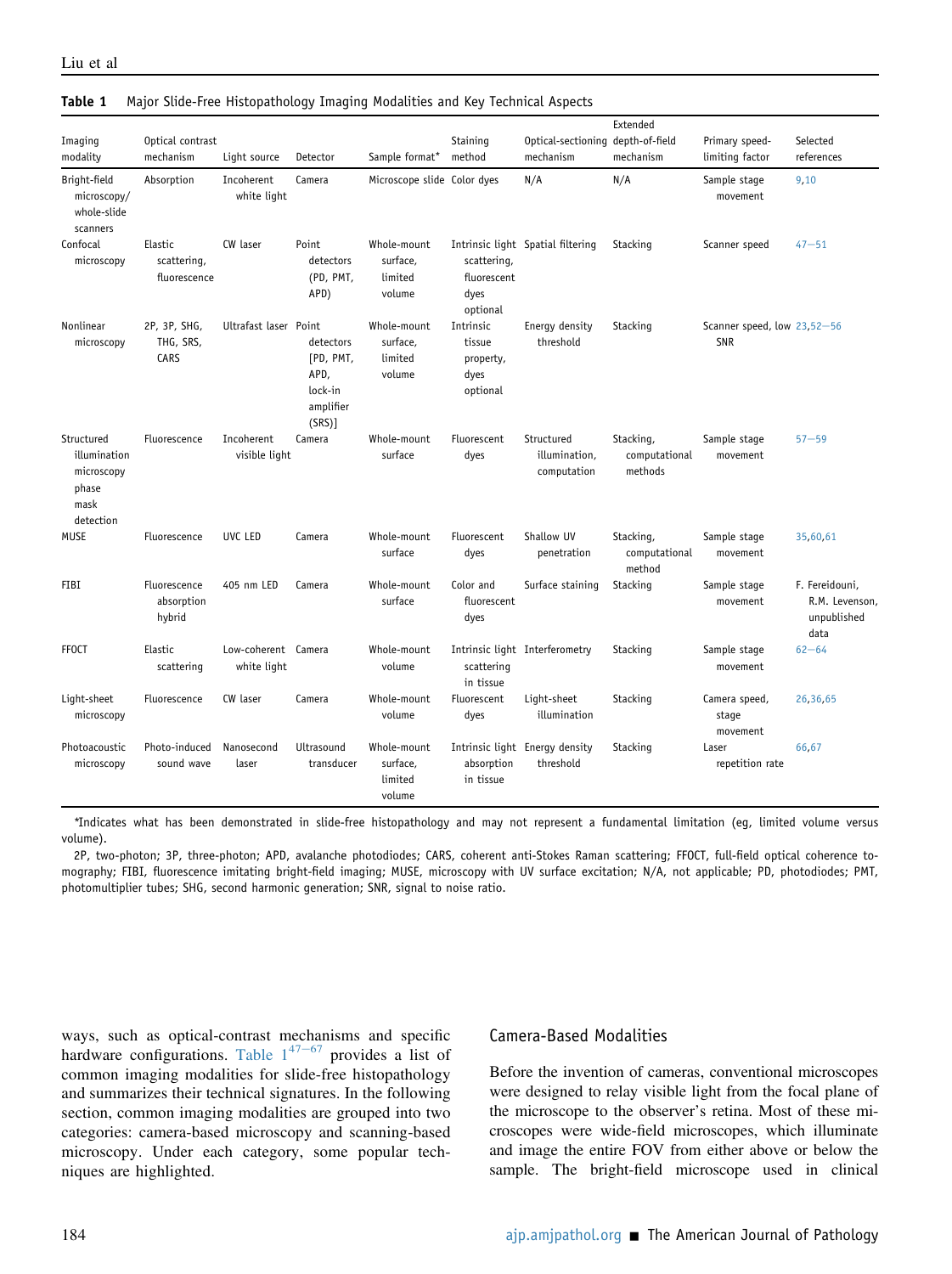**Table 1** Major Slide-Free Histopathology Imaging Modalities and Key Technical Aspects

| Imaging modality | Optical contrast mechanism | Light source | Detector | Sample format* | Staining method | Optical-sectioning mechanism | Extended depth-of-field mechanism | Primary speed-limiting factor | Selected references |
|---|---|---|---|---|---|---|---|---|---|
| Bright-field microscopy/whole-slide scanners | Absorption | Incoherent white light | Camera | Microscope slide | Color dyes | N/A | N/A | Sample stage movement | 9,10 |
| Confocal microscopy | Elastic scattering, fluorescence | CW laser | Point detectors (PD, PMT, APD) | Whole-mount surface, limited volume | Intrinsic light scattering, fluorescent dyes optional | Spatial filtering | Stacking | Scanner speed | 47–51 |
| Nonlinear microscopy | 2P, 3P, SHG, THG, SRS, CARS | Ultrafast laser | Point detectors [PD, PMT, APD, lock-in amplifier (SRS)] | Whole-mount surface, limited volume | Intrinsic tissue property, dyes optional | Energy density threshold | Stacking | Scanner speed, low SNR | 23,52–56 |
| Structured illumination microscopy phase mask detection | Fluorescence | Incoherent visible light | Camera | Whole-mount surface | Fluorescent dyes | Structured illumination, computation | Stacking, computational methods | Sample stage movement | 57–59 |
| MUSE | Fluorescence | UVC LED | Camera | Whole-mount surface | Fluorescent dyes | Shallow UV penetration | Stacking, computational method | Sample stage movement | 35,60,61 |
| FIBI | Fluorescence absorption hybrid | 405 nm LED | Camera | Whole-mount surface | Color and fluorescent dyes | Surface staining | Stacking | Sample stage movement | F. Fereidouni, R.M. Levenson, unpublished data |
| FFOCT | Elastic scattering | Low-coherent white light | Camera | Whole-mount volume | Intrinsic light scattering in tissue | Interferometry | Stacking | Sample stage movement | 62–64 |
| Light-sheet microscopy | Fluorescence | CW laser | Camera | Whole-mount volume | Fluorescent dyes | Light-sheet illumination | Stacking | Camera speed, stage movement | 26,36,65 |
| Photoacoustic microscopy | Photo-induced sound wave | Nanosecond laser | Ultrasound transducer | Whole-mount surface, limited volume | Intrinsic light absorption in tissue | Energy density threshold | Stacking | Laser repetition rate | 66,67 |

*Indicates what has been demonstrated in slide-free histopathology and may not represent a fundamental limitation (eg, limited volume versus volume).

2P, two-photon; 3P, three-photon; APD, avalanche photodiodes; CARS, coherent anti-Stokes Raman scattering; FFOCT, full-field optical coherence tomography; FIBI, fluorescence imitating bright-field imaging; MUSE, microscopy with UV surface excitation; N/A, not applicable; PD, photodiodes; PMT, photomultiplier tubes; SHG, second harmonic generation; SNR, signal to noise ratio.

ways, such as optical-contrast mechanisms and specific hardware configurations. Table 1[47–67] provides a list of common imaging modalities for slide-free histopathology and summarizes their technical signatures. In the following section, common imaging modalities are grouped into two categories: camera-based microscopy and scanning-based microscopy. Under each category, some popular techniques are highlighted.

## Camera-Based Modalities

Before the invention of cameras, conventional microscopes were designed to relay visible light from the focal plane of the microscope to the observer's retina. Most of these microscopes were wide-field microscopes, which illuminate and image the entire FOV from either above or below the sample. The bright-field microscope used in clinical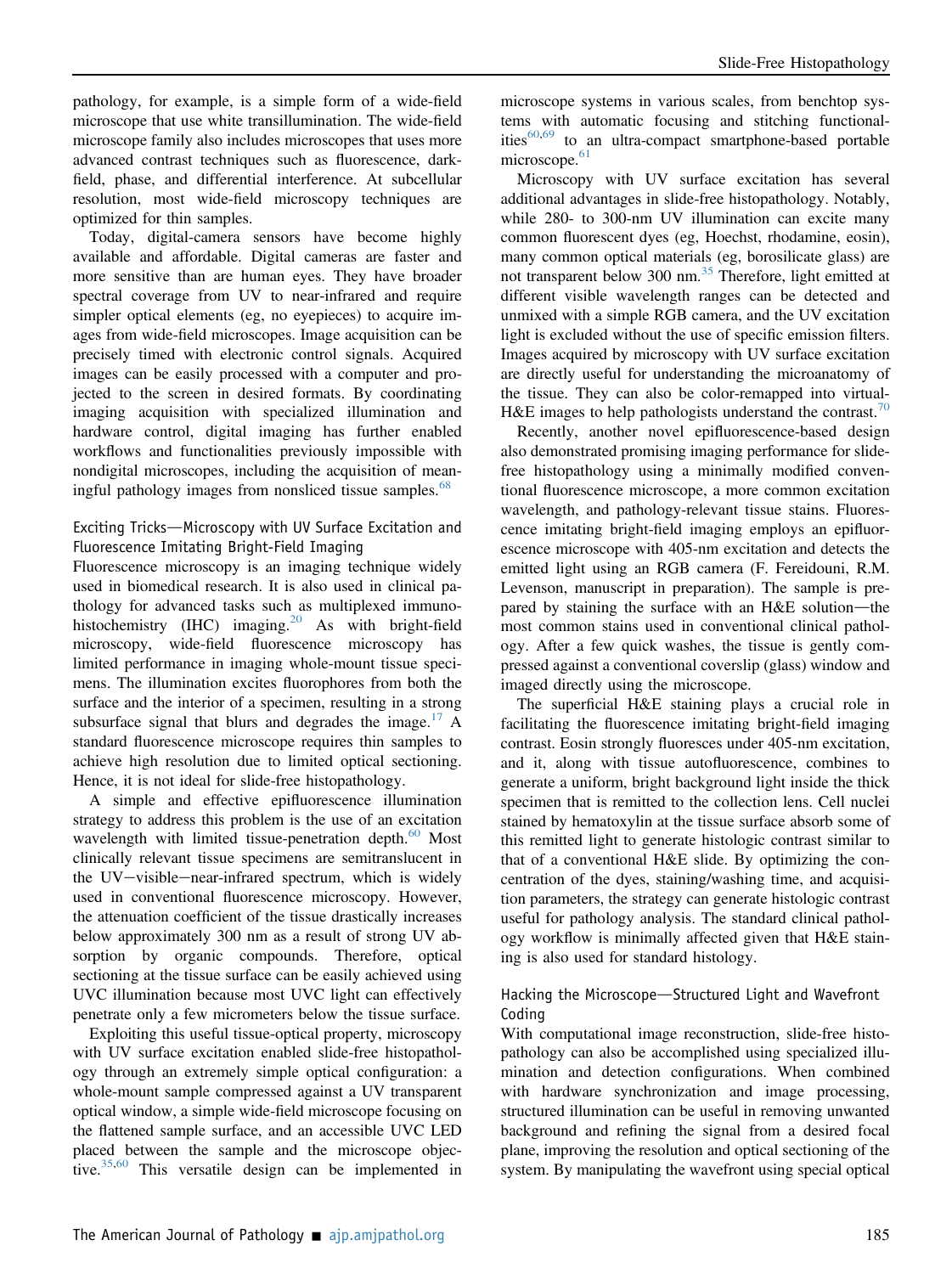pathology, for example, is a simple form of a wide-field microscope that use white transillumination. The wide-field microscope family also includes microscopes that uses more advanced contrast techniques such as fluorescence, dark-field, phase, and differential interference. At subcellular resolution, most wide-field microscopy techniques are optimized for thin samples.

Today, digital-camera sensors have become highly available and affordable. Digital cameras are faster and more sensitive than are human eyes. They have broader spectral coverage from UV to near-infrared and require simpler optical elements (eg, no eyepieces) to acquire images from wide-field microscopes. Image acquisition can be precisely timed with electronic control signals. Acquired images can be easily processed with a computer and projected to the screen in desired formats. By coordinating imaging acquisition with specialized illumination and hardware control, digital imaging has further enabled workflows and functionalities previously impossible with nondigital microscopes, including the acquisition of meaningful pathology images from nonsliced tissue samples.[68]

### Exciting Tricks—Microscopy with UV Surface Excitation and Fluorescence Imitating Bright-Field Imaging

Fluorescence microscopy is an imaging technique widely used in biomedical research. It is also used in clinical pathology for advanced tasks such as multiplexed immunohistochemistry (IHC) imaging.[20] As with bright-field microscopy, wide-field fluorescence microscopy has limited performance in imaging whole-mount tissue specimens. The illumination excites fluorophores from both the surface and the interior of a specimen, resulting in a strong subsurface signal that blurs and degrades the image.[17] A standard fluorescence microscope requires thin samples to achieve high resolution due to limited optical sectioning. Hence, it is not ideal for slide-free histopathology.

A simple and effective epifluorescence illumination strategy to address this problem is the use of an excitation wavelength with limited tissue-penetration depth.[60] Most clinically relevant tissue specimens are semitranslucent in the UV−visible−near-infrared spectrum, which is widely used in conventional fluorescence microscopy. However, the attenuation coefficient of the tissue drastically increases below approximately 300 nm as a result of strong UV absorption by organic compounds. Therefore, optical sectioning at the tissue surface can be easily achieved using UVC illumination because most UVC light can effectively penetrate only a few micrometers below the tissue surface.

Exploiting this useful tissue-optical property, microscopy with UV surface excitation enabled slide-free histopathology through an extremely simple optical configuration: a whole-mount sample compressed against a UV transparent optical window, a simple wide-field microscope focusing on the flattened sample surface, and an accessible UVC LED placed between the sample and the microscope objective.[35,60] This versatile design can be implemented in microscope systems in various scales, from benchtop systems with automatic focusing and stitching functionalities[60,69] to an ultra-compact smartphone-based portable microscope.[61]

Microscopy with UV surface excitation has several additional advantages in slide-free histopathology. Notably, while 280- to 300-nm UV illumination can excite many common fluorescent dyes (eg, Hoechst, rhodamine, eosin), many common optical materials (eg, borosilicate glass) are not transparent below 300 nm.[35] Therefore, light emitted at different visible wavelength ranges can be detected and unmixed with a simple RGB camera, and the UV excitation light is excluded without the use of specific emission filters. Images acquired by microscopy with UV surface excitation are directly useful for understanding the microanatomy of the tissue. They can also be color-remapped into virtual-H&E images to help pathologists understand the contrast.[70]

Recently, another novel epifluorescence-based design also demonstrated promising imaging performance for slide-free histopathology using a minimally modified conventional fluorescence microscope, a more common excitation wavelength, and pathology-relevant tissue stains. Fluorescence imitating bright-field imaging employs an epifluorescence microscope with 405-nm excitation and detects the emitted light using an RGB camera (F. Fereidouni, R.M. Levenson, manuscript in preparation). The sample is prepared by staining the surface with an H&E solution—the most common stains used in conventional clinical pathology. After a few quick washes, the tissue is gently compressed against a conventional coverslip (glass) window and imaged directly using the microscope.

The superficial H&E staining plays a crucial role in facilitating the fluorescence imitating bright-field imaging contrast. Eosin strongly fluoresces under 405-nm excitation, and it, along with tissue autofluorescence, combines to generate a uniform, bright background light inside the thick specimen that is remitted to the collection lens. Cell nuclei stained by hematoxylin at the tissue surface absorb some of this remitted light to generate histologic contrast similar to that of a conventional H&E slide. By optimizing the concentration of the dyes, staining/washing time, and acquisition parameters, the strategy can generate histologic contrast useful for pathology analysis. The standard clinical pathology workflow is minimally affected given that H&E staining is also used for standard histology.

### Hacking the Microscope—Structured Light and Wavefront Coding

With computational image reconstruction, slide-free histopathology can also be accomplished using specialized illumination and detection configurations. When combined with hardware synchronization and image processing, structured illumination can be useful in removing unwanted background and refining the signal from a desired focal plane, improving the resolution and optical sectioning of the system. By manipulating the wavefront using special optical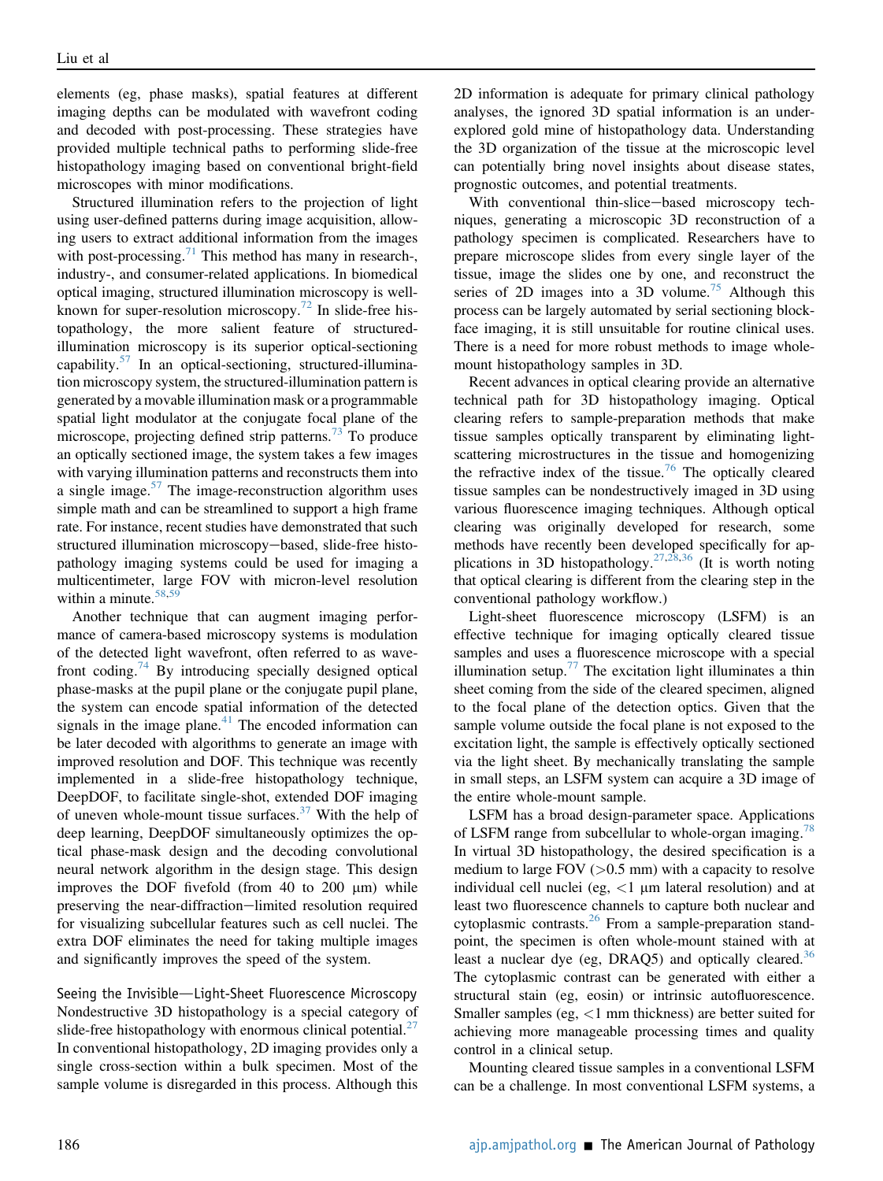elements (eg, phase masks), spatial features at different imaging depths can be modulated with wavefront coding and decoded with post-processing. These strategies have provided multiple technical paths to performing slide-free histopathology imaging based on conventional bright-field microscopes with minor modifications.

Structured illumination refers to the projection of light using user-defined patterns during image acquisition, allowing users to extract additional information from the images with post-processing.[71] This method has many in research-, industry-, and consumer-related applications. In biomedical optical imaging, structured illumination microscopy is well-known for super-resolution microscopy.[72] In slide-free histopathology, the more salient feature of structured-illumination microscopy is its superior optical-sectioning capability.[57] In an optical-sectioning, structured-illumination microscopy system, the structured-illumination pattern is generated by a movable illumination mask or a programmable spatial light modulator at the conjugate focal plane of the microscope, projecting defined strip patterns.[73] To produce an optically sectioned image, the system takes a few images with varying illumination patterns and reconstructs them into a single image.[57] The image-reconstruction algorithm uses simple math and can be streamlined to support a high frame rate. For instance, recent studies have demonstrated that such structured illumination microscopy−based, slide-free histopathology imaging systems could be used for imaging a multicentimeter, large FOV with micron-level resolution within a minute.[58,59]

Another technique that can augment imaging performance of camera-based microscopy systems is modulation of the detected light wavefront, often referred to as wavefront coding.[74] By introducing specially designed optical phase-masks at the pupil plane or the conjugate pupil plane, the system can encode spatial information of the detected signals in the image plane.[41] The encoded information can be later decoded with algorithms to generate an image with improved resolution and DOF. This technique was recently implemented in a slide-free histopathology technique, DeepDOF, to facilitate single-shot, extended DOF imaging of uneven whole-mount tissue surfaces.[37] With the help of deep learning, DeepDOF simultaneously optimizes the optical phase-mask design and the decoding convolutional neural network algorithm in the design stage. This design improves the DOF fivefold (from 40 to 200 μm) while preserving the near-diffraction−limited resolution required for visualizing subcellular features such as cell nuclei. The extra DOF eliminates the need for taking multiple images and significantly improves the speed of the system.

### Seeing the Invisible—Light-Sheet Fluorescence Microscopy

Nondestructive 3D histopathology is a special category of slide-free histopathology with enormous clinical potential.[27] In conventional histopathology, 2D imaging provides only a single cross-section within a bulk specimen. Most of the sample volume is disregarded in this process. Although this 2D information is adequate for primary clinical pathology analyses, the ignored 3D spatial information is an under-explored gold mine of histopathology data. Understanding the 3D organization of the tissue at the microscopic level can potentially bring novel insights about disease states, prognostic outcomes, and potential treatments.

With conventional thin-slice−based microscopy techniques, generating a microscopic 3D reconstruction of a pathology specimen is complicated. Researchers have to prepare microscope slides from every single layer of the tissue, image the slides one by one, and reconstruct the series of 2D images into a 3D volume.[75] Although this process can be largely automated by serial sectioning block-face imaging, it is still unsuitable for routine clinical uses. There is a need for more robust methods to image whole-mount histopathology samples in 3D.

Recent advances in optical clearing provide an alternative technical path for 3D histopathology imaging. Optical clearing refers to sample-preparation methods that make tissue samples optically transparent by eliminating light-scattering microstructures in the tissue and homogenizing the refractive index of the tissue.[76] The optically cleared tissue samples can be nondestructively imaged in 3D using various fluorescence imaging techniques. Although optical clearing was originally developed for research, some methods have recently been developed specifically for applications in 3D histopathology.[27,28,36] (It is worth noting that optical clearing is different from the clearing step in the conventional pathology workflow.)

Light-sheet fluorescence microscopy (LSFM) is an effective technique for imaging optically cleared tissue samples and uses a fluorescence microscope with a special illumination setup.[77] The excitation light illuminates a thin sheet coming from the side of the cleared specimen, aligned to the focal plane of the detection optics. Given that the sample volume outside the focal plane is not exposed to the excitation light, the sample is effectively optically sectioned via the light sheet. By mechanically translating the sample in small steps, an LSFM system can acquire a 3D image of the entire whole-mount sample.

LSFM has a broad design-parameter space. Applications of LSFM range from subcellular to whole-organ imaging.[78] In virtual 3D histopathology, the desired specification is a medium to large FOV (>0.5 mm) with a capacity to resolve individual cell nuclei (eg, <1 μm lateral resolution) and at least two fluorescence channels to capture both nuclear and cytoplasmic contrasts.[26] From a sample-preparation standpoint, the specimen is often whole-mount stained with at least a nuclear dye (eg, DRAQ5) and optically cleared.[36] The cytoplasmic contrast can be generated with either a structural stain (eg, eosin) or intrinsic autofluorescence. Smaller samples (eg, <1 mm thickness) are better suited for achieving more manageable processing times and quality control in a clinical setup.

Mounting cleared tissue samples in a conventional LSFM can be a challenge. In most conventional LSFM systems, a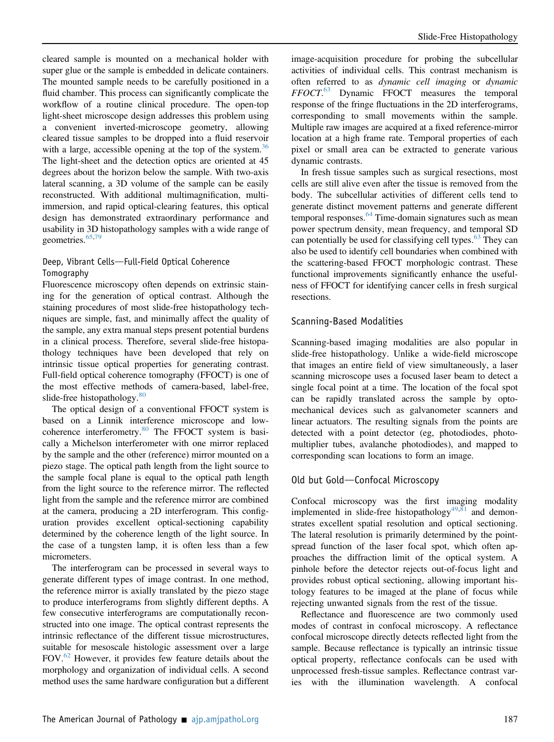cleared sample is mounted on a mechanical holder with super glue or the sample is embedded in delicate containers. The mounted sample needs to be carefully positioned in a fluid chamber. This process can significantly complicate the workflow of a routine clinical procedure. The open-top light-sheet microscope design addresses this problem using a convenient inverted-microscope geometry, allowing cleared tissue samples to be dropped into a fluid reservoir with a large, accessible opening at the top of the system.[36] The light-sheet and the detection optics are oriented at 45 degrees about the horizon below the sample. With two-axis lateral scanning, a 3D volume of the sample can be easily reconstructed. With additional multimagnification, multi-immersion, and rapid optical-clearing features, this optical design has demonstrated extraordinary performance and usability in 3D histopathology samples with a wide range of geometries.[65,79]

### Deep, Vibrant Cells—Full-Field Optical Coherence Tomography

Fluorescence microscopy often depends on extrinsic staining for the generation of optical contrast. Although the staining procedures of most slide-free histopathology techniques are simple, fast, and minimally affect the quality of the sample, any extra manual steps present potential burdens in a clinical process. Therefore, several slide-free histopathology techniques have been developed that rely on intrinsic tissue optical properties for generating contrast. Full-field optical coherence tomography (FFOCT) is one of the most effective methods of camera-based, label-free, slide-free histopathology.[80]

The optical design of a conventional FFOCT system is based on a Linnik interference microscope and low-coherence interferometry.[80] The FFOCT system is basically a Michelson interferometer with one mirror replaced by the sample and the other (reference) mirror mounted on a piezo stage. The optical path length from the light source to the sample focal plane is equal to the optical path length from the light source to the reference mirror. The reflected light from the sample and the reference mirror are combined at the camera, producing a 2D interferogram. This configuration provides excellent optical-sectioning capability determined by the coherence length of the light source. In the case of a tungsten lamp, it is often less than a few micrometers.

The interferogram can be processed in several ways to generate different types of image contrast. In one method, the reference mirror is axially translated by the piezo stage to produce interferograms from slightly different depths. A few consecutive interferograms are computationally reconstructed into one image. The optical contrast represents the intrinsic reflectance of the different tissue microstructures, suitable for mesoscale histologic assessment over a large FOV.[62] However, it provides few feature details about the morphology and organization of individual cells. A second method uses the same hardware configuration but a different image-acquisition procedure for probing the subcellular activities of individual cells. This contrast mechanism is often referred to as *dynamic cell imaging* or *dynamic FFOCT*.[63] Dynamic FFOCT measures the temporal response of the fringe fluctuations in the 2D interferograms, corresponding to small movements within the sample. Multiple raw images are acquired at a fixed reference-mirror location at a high frame rate. Temporal properties of each pixel or small area can be extracted to generate various dynamic contrasts.

In fresh tissue samples such as surgical resections, most cells are still alive even after the tissue is removed from the body. The subcellular activities of different cells tend to generate distinct movement patterns and generate different temporal responses.[64] Time-domain signatures such as mean power spectrum density, mean frequency, and temporal SD can potentially be used for classifying cell types.[63] They can also be used to identify cell boundaries when combined with the scattering-based FFOCT morphologic contrast. These functional improvements significantly enhance the usefulness of FFOCT for identifying cancer cells in fresh surgical resections.

## Scanning-Based Modalities

Scanning-based imaging modalities are also popular in slide-free histopathology. Unlike a wide-field microscope that images an entire field of view simultaneously, a laser scanning microscope uses a focused laser beam to detect a single focal point at a time. The location of the focal spot can be rapidly translated across the sample by optomechanical devices such as galvanometer scanners and linear actuators. The resulting signals from the points are detected with a point detector (eg, photodiodes, photomultiplier tubes, avalanche photodiodes), and mapped to corresponding scan locations to form an image.

### Old but Gold—Confocal Microscopy

Confocal microscopy was the first imaging modality implemented in slide-free histopathology[49,81] and demonstrates excellent spatial resolution and optical sectioning. The lateral resolution is primarily determined by the point-spread function of the laser focal spot, which often approaches the diffraction limit of the optical system. A pinhole before the detector rejects out-of-focus light and provides robust optical sectioning, allowing important histology features to be imaged at the plane of focus while rejecting unwanted signals from the rest of the tissue.

Reflectance and fluorescence are two commonly used modes of contrast in confocal microscopy. A reflectance confocal microscope directly detects reflected light from the sample. Because reflectance is typically an intrinsic tissue optical property, reflectance confocals can be used with unprocessed fresh-tissue samples. Reflectance contrast varies with the illumination wavelength. A confocal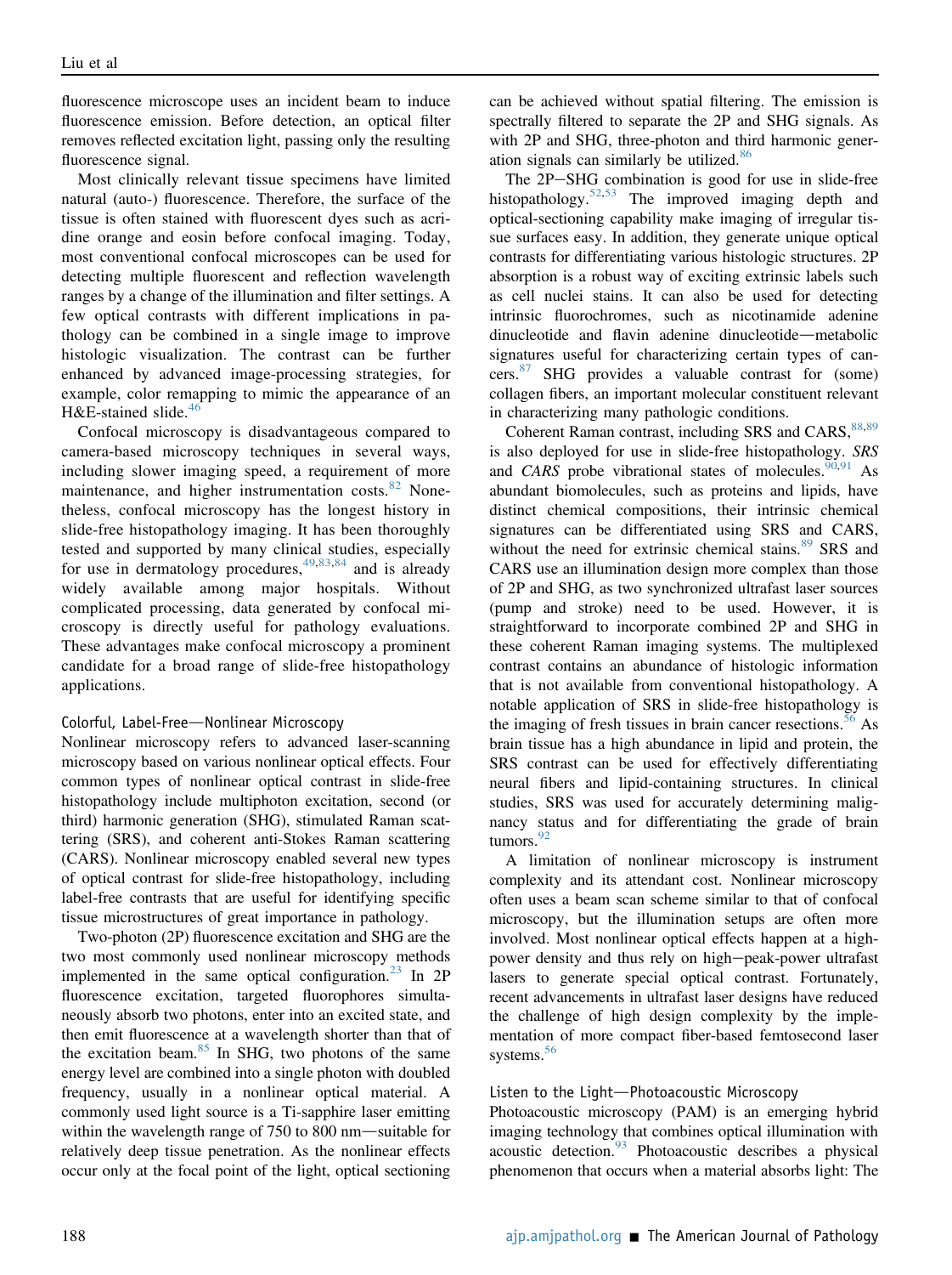fluorescence microscope uses an incident beam to induce fluorescence emission. Before detection, an optical filter removes reflected excitation light, passing only the resulting fluorescence signal.

Most clinically relevant tissue specimens have limited natural (auto-) fluorescence. Therefore, the surface of the tissue is often stained with fluorescent dyes such as acridine orange and eosin before confocal imaging. Today, most conventional confocal microscopes can be used for detecting multiple fluorescent and reflection wavelength ranges by a change of the illumination and filter settings. A few optical contrasts with different implications in pathology can be combined in a single image to improve histologic visualization. The contrast can be further enhanced by advanced image-processing strategies, for example, color remapping to mimic the appearance of an H&E-stained slide.[46]

Confocal microscopy is disadvantageous compared to camera-based microscopy techniques in several ways, including slower imaging speed, a requirement of more maintenance, and higher instrumentation costs.[82] Nonetheless, confocal microscopy has the longest history in slide-free histopathology imaging. It has been thoroughly tested and supported by many clinical studies, especially for use in dermatology procedures,[49,83,84] and is already widely available among major hospitals. Without complicated processing, data generated by confocal microscopy is directly useful for pathology evaluations. These advantages make confocal microscopy a prominent candidate for a broad range of slide-free histopathology applications.

### Colorful, Label-Free—Nonlinear Microscopy

Nonlinear microscopy refers to advanced laser-scanning microscopy based on various nonlinear optical effects. Four common types of nonlinear optical contrast in slide-free histopathology include multiphoton excitation, second (or third) harmonic generation (SHG), stimulated Raman scattering (SRS), and coherent anti-Stokes Raman scattering (CARS). Nonlinear microscopy enabled several new types of optical contrast for slide-free histopathology, including label-free contrasts that are useful for identifying specific tissue microstructures of great importance in pathology.

Two-photon (2P) fluorescence excitation and SHG are the two most commonly used nonlinear microscopy methods implemented in the same optical configuration.[23] In 2P fluorescence excitation, targeted fluorophores simultaneously absorb two photons, enter into an excited state, and then emit fluorescence at a wavelength shorter than that of the excitation beam.[85] In SHG, two photons of the same energy level are combined into a single photon with doubled frequency, usually in a nonlinear optical material. A commonly used light source is a Ti-sapphire laser emitting within the wavelength range of 750 to 800 nm—suitable for relatively deep tissue penetration. As the nonlinear effects occur only at the focal point of the light, optical sectioning can be achieved without spatial filtering. The emission is spectrally filtered to separate the 2P and SHG signals. As with 2P and SHG, three-photon and third harmonic generation signals can similarly be utilized.[86]

The 2P−SHG combination is good for use in slide-free histopathology.[52,53] The improved imaging depth and optical-sectioning capability make imaging of irregular tissue surfaces easy. In addition, they generate unique optical contrasts for differentiating various histologic structures. 2P absorption is a robust way of exciting extrinsic labels such as cell nuclei stains. It can also be used for detecting intrinsic fluorochromes, such as nicotinamide adenine dinucleotide and flavin adenine dinucleotide—metabolic signatures useful for characterizing certain types of cancers.[87] SHG provides a valuable contrast for (some) collagen fibers, an important molecular constituent relevant in characterizing many pathologic conditions.

Coherent Raman contrast, including SRS and CARS,[88,89] is also deployed for use in slide-free histopathology. *SRS* and *CARS* probe vibrational states of molecules.[90,91] As abundant biomolecules, such as proteins and lipids, have distinct chemical compositions, their intrinsic chemical signatures can be differentiated using SRS and CARS, without the need for extrinsic chemical stains.[89] SRS and CARS use an illumination design more complex than those of 2P and SHG, as two synchronized ultrafast laser sources (pump and stroke) need to be used. However, it is straightforward to incorporate combined 2P and SHG in these coherent Raman imaging systems. The multiplexed contrast contains an abundance of histologic information that is not available from conventional histopathology. A notable application of SRS in slide-free histopathology is the imaging of fresh tissues in brain cancer resections.[56] As brain tissue has a high abundance in lipid and protein, the SRS contrast can be used for effectively differentiating neural fibers and lipid-containing structures. In clinical studies, SRS was used for accurately determining malignancy status and for differentiating the grade of brain tumors.[92]

A limitation of nonlinear microscopy is instrument complexity and its attendant cost. Nonlinear microscopy often uses a beam scan scheme similar to that of confocal microscopy, but the illumination setups are often more involved. Most nonlinear optical effects happen at a high-power density and thus rely on high−peak-power ultrafast lasers to generate special optical contrast. Fortunately, recent advancements in ultrafast laser designs have reduced the challenge of high design complexity by the implementation of more compact fiber-based femtosecond laser systems.[56]

### Listen to the Light—Photoacoustic Microscopy

Photoacoustic microscopy (PAM) is an emerging hybrid imaging technology that combines optical illumination with acoustic detection.[93] Photoacoustic describes a physical phenomenon that occurs when a material absorbs light: The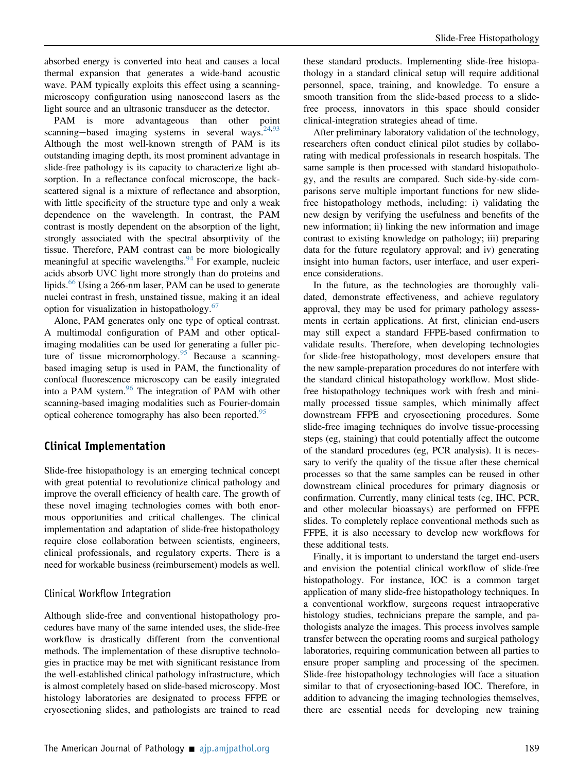absorbed energy is converted into heat and causes a local thermal expansion that generates a wide-band acoustic wave. PAM typically exploits this effect using a scanning-microscopy configuration using nanosecond lasers as the light source and an ultrasonic transducer as the detector.

PAM is more advantageous than other point scanning−based imaging systems in several ways.[24,93] Although the most well-known strength of PAM is its outstanding imaging depth, its most prominent advantage in slide-free pathology is its capacity to characterize light absorption. In a reflectance confocal microscope, the back-scattered signal is a mixture of reflectance and absorption, with little specificity of the structure type and only a weak dependence on the wavelength. In contrast, the PAM contrast is mostly dependent on the absorption of the light, strongly associated with the spectral absorptivity of the tissue. Therefore, PAM contrast can be more biologically meaningful at specific wavelengths.[94] For example, nucleic acids absorb UVC light more strongly than do proteins and lipids.[66] Using a 266-nm laser, PAM can be used to generate nuclei contrast in fresh, unstained tissue, making it an ideal option for visualization in histopathology.[67]

Alone, PAM generates only one type of optical contrast. A multimodal configuration of PAM and other optical-imaging modalities can be used for generating a fuller picture of tissue micromorphology.[95] Because a scanning-based imaging setup is used in PAM, the functionality of confocal fluorescence microscopy can be easily integrated into a PAM system.[96] The integration of PAM with other scanning-based imaging modalities such as Fourier-domain optical coherence tomography has also been reported.[95]

## Clinical Implementation

Slide-free histopathology is an emerging technical concept with great potential to revolutionize clinical pathology and improve the overall efficiency of health care. The growth of these novel imaging technologies comes with both enormous opportunities and critical challenges. The clinical implementation and adaptation of slide-free histopathology require close collaboration between scientists, engineers, clinical professionals, and regulatory experts. There is a need for workable business (reimbursement) models as well.

### Clinical Workflow Integration

Although slide-free and conventional histopathology procedures have many of the same intended uses, the slide-free workflow is drastically different from the conventional methods. The implementation of these disruptive technologies in practice may be met with significant resistance from the well-established clinical pathology infrastructure, which is almost completely based on slide-based microscopy. Most histology laboratories are designated to process FFPE or cryosectioning slides, and pathologists are trained to read these standard products. Implementing slide-free histopathology in a standard clinical setup will require additional personnel, space, training, and knowledge. To ensure a smooth transition from the slide-based process to a slide-free process, innovators in this space should consider clinical-integration strategies ahead of time.

After preliminary laboratory validation of the technology, researchers often conduct clinical pilot studies by collaborating with medical professionals in research hospitals. The same sample is then processed with standard histopathology, and the results are compared. Such side-by-side comparisons serve multiple important functions for new slide-free histopathology methods, including: i) validating the new design by verifying the usefulness and benefits of the new information; ii) linking the new information and image contrast to existing knowledge on pathology; iii) preparing data for the future regulatory approval; and iv) generating insight into human factors, user interface, and user experience considerations.

In the future, as the technologies are thoroughly validated, demonstrate effectiveness, and achieve regulatory approval, they may be used for primary pathology assessments in certain applications. At first, clinician end-users may still expect a standard FFPE-based confirmation to validate results. Therefore, when developing technologies for slide-free histopathology, most developers ensure that the new sample-preparation procedures do not interfere with the standard clinical histopathology workflow. Most slide-free histopathology techniques work with fresh and minimally processed tissue samples, which minimally affect downstream FFPE and cryosectioning procedures. Some slide-free imaging techniques do involve tissue-processing steps (eg, staining) that could potentially affect the outcome of the standard procedures (eg, PCR analysis). It is necessary to verify the quality of the tissue after these chemical processes so that the same samples can be reused in other downstream clinical procedures for primary diagnosis or confirmation. Currently, many clinical tests (eg, IHC, PCR, and other molecular bioassays) are performed on FFPE slides. To completely replace conventional methods such as FFPE, it is also necessary to develop new workflows for these additional tests.

Finally, it is important to understand the target end-users and envision the potential clinical workflow of slide-free histopathology. For instance, IOC is a common target application of many slide-free histopathology techniques. In a conventional workflow, surgeons request intraoperative histology studies, technicians prepare the sample, and pathologists analyze the images. This process involves sample transfer between the operating rooms and surgical pathology laboratories, requiring communication between all parties to ensure proper sampling and processing of the specimen. Slide-free histopathology technologies will face a situation similar to that of cryosectioning-based IOC. Therefore, in addition to advancing the imaging technologies themselves, there are essential needs for developing new training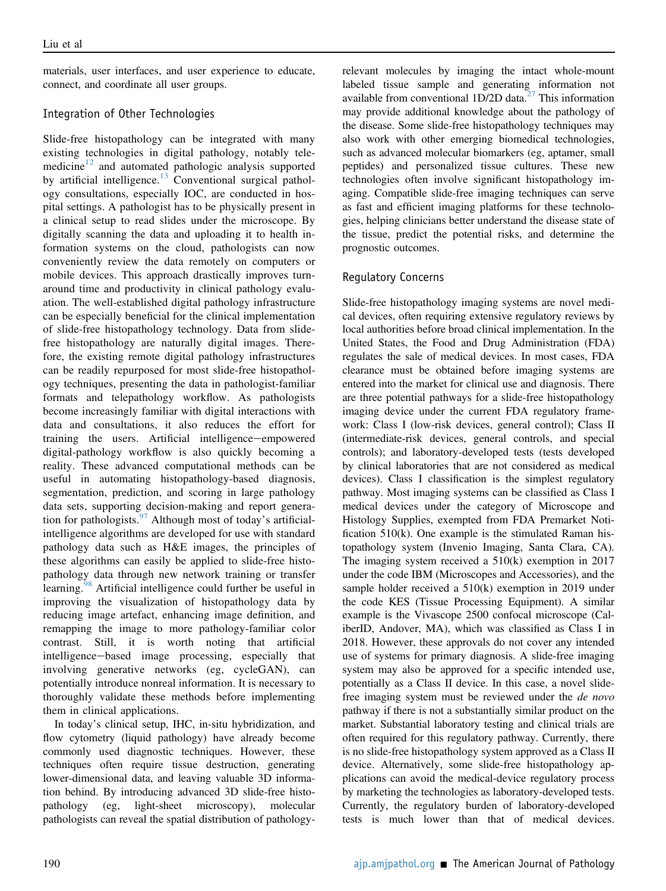materials, user interfaces, and user experience to educate, connect, and coordinate all user groups.

### Integration of Other Technologies

Slide-free histopathology can be integrated with many existing technologies in digital pathology, notably telemedicine[12] and automated pathologic analysis supported by artificial intelligence.[13] Conventional surgical pathology consultations, especially IOC, are conducted in hospital settings. A pathologist has to be physically present in a clinical setup to read slides under the microscope. By digitally scanning the data and uploading it to health information systems on the cloud, pathologists can now conveniently review the data remotely on computers or mobile devices. This approach drastically improves turnaround time and productivity in clinical pathology evaluation. The well-established digital pathology infrastructure can be especially beneficial for the clinical implementation of slide-free histopathology technology. Data from slide-free histopathology are naturally digital images. Therefore, the existing remote digital pathology infrastructures can be readily repurposed for most slide-free histopathology techniques, presenting the data in pathologist-familiar formats and telepathology workflow. As pathologists become increasingly familiar with digital interactions with data and consultations, it also reduces the effort for training the users. Artificial intelligence–empowered digital-pathology workflow is also quickly becoming a reality. These advanced computational methods can be useful in automating histopathology-based diagnosis, segmentation, prediction, and scoring in large pathology data sets, supporting decision-making and report generation for pathologists.[97] Although most of today's artificial-intelligence algorithms are developed for use with standard pathology data such as H&E images, the principles of these algorithms can easily be applied to slide-free histopathology data through new network training or transfer learning.[98] Artificial intelligence could further be useful in improving the visualization of histopathology data by reducing image artefact, enhancing image definition, and remapping the image to more pathology-familiar color contrast. Still, it is worth noting that artificial intelligence–based image processing, especially that involving generative networks (eg, cycleGAN), can potentially introduce nonreal information. It is necessary to thoroughly validate these methods before implementing them in clinical applications.

In today's clinical setup, IHC, in-situ hybridization, and flow cytometry (liquid pathology) have already become commonly used diagnostic techniques. However, these techniques often require tissue destruction, generating lower-dimensional data, and leaving valuable 3D information behind. By introducing advanced 3D slide-free histopathology (eg, light-sheet microscopy), molecular pathologists can reveal the spatial distribution of pathology-relevant molecules by imaging the intact whole-mount labeled tissue sample and generating information not available from conventional 1D/2D data.[27] This information may provide additional knowledge about the pathology of the disease. Some slide-free histopathology techniques may also work with other emerging biomedical technologies, such as advanced molecular biomarkers (eg, aptamer, small peptides) and personalized tissue cultures. These new technologies often involve significant histopathology imaging. Compatible slide-free imaging techniques can serve as fast and efficient imaging platforms for these technologies, helping clinicians better understand the disease state of the tissue, predict the potential risks, and determine the prognostic outcomes.

### Regulatory Concerns

Slide-free histopathology imaging systems are novel medical devices, often requiring extensive regulatory reviews by local authorities before broad clinical implementation. In the United States, the Food and Drug Administration (FDA) regulates the sale of medical devices. In most cases, FDA clearance must be obtained before imaging systems are entered into the market for clinical use and diagnosis. There are three potential pathways for a slide-free histopathology imaging device under the current FDA regulatory framework: Class I (low-risk devices, general control); Class II (intermediate-risk devices, general controls, and special controls); and laboratory-developed tests (tests developed by clinical laboratories that are not considered as medical devices). Class I classification is the simplest regulatory pathway. Most imaging systems can be classified as Class I medical devices under the category of Microscope and Histology Supplies, exempted from FDA Premarket Notification 510(k). One example is the stimulated Raman histopathology system (Invenio Imaging, Santa Clara, CA). The imaging system received a 510(k) exemption in 2017 under the code IBM (Microscopes and Accessories), and the sample holder received a 510(k) exemption in 2019 under the code KES (Tissue Processing Equipment). A similar example is the Vivascope 2500 confocal microscope (CaliberID, Andover, MA), which was classified as Class I in 2018. However, these approvals do not cover any intended use of systems for primary diagnosis. A slide-free imaging system may also be approved for a specific intended use, potentially as a Class II device. In this case, a novel slide-free imaging system must be reviewed under the *de novo* pathway if there is not a substantially similar product on the market. Substantial laboratory testing and clinical trials are often required for this regulatory pathway. Currently, there is no slide-free histopathology system approved as a Class II device. Alternatively, some slide-free histopathology applications can avoid the medical-device regulatory process by marketing the technologies as laboratory-developed tests. Currently, the regulatory burden of laboratory-developed tests is much lower than that of medical devices.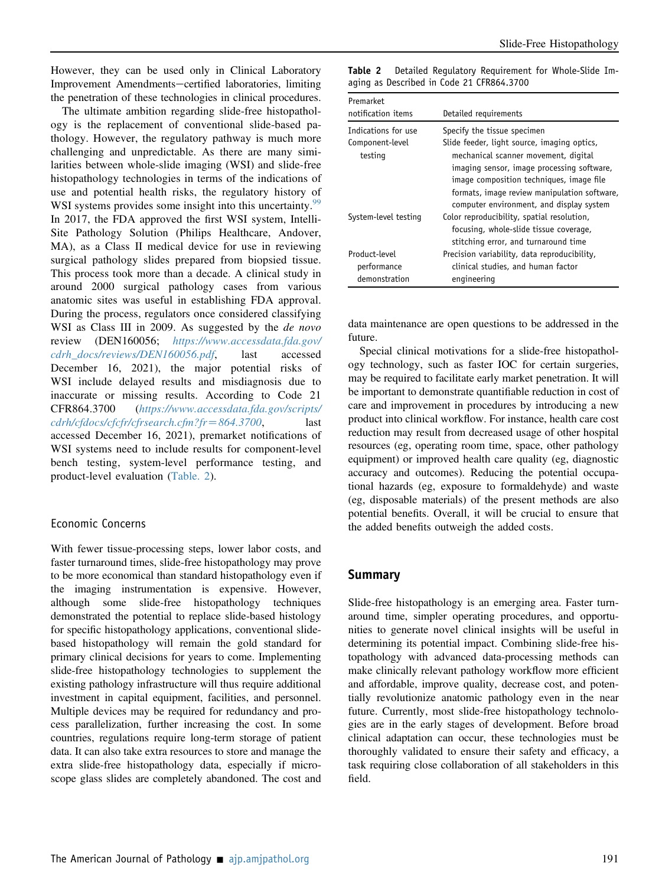However, they can be used only in Clinical Laboratory Improvement Amendments−certified laboratories, limiting the penetration of these technologies in clinical procedures.

The ultimate ambition regarding slide-free histopathology is the replacement of conventional slide-based pathology. However, the regulatory pathway is much more challenging and unpredictable. As there are many similarities between whole-slide imaging (WSI) and slide-free histopathology technologies in terms of the indications of use and potential health risks, the regulatory history of WSI systems provides some insight into this uncertainty.[99] In 2017, the FDA approved the first WSI system, IntelliSite Pathology Solution (Philips Healthcare, Andover, MA), as a Class II medical device for use in reviewing surgical pathology slides prepared from biopsied tissue. This process took more than a decade. A clinical study in around 2000 surgical pathology cases from various anatomic sites was useful in establishing FDA approval. During the process, regulators once considered classifying WSI as Class III in 2009. As suggested by the *de novo* review (DEN160056; *https://www.accessdata.fda.gov/cdrh_docs/reviews/DEN160056.pdf*, last accessed December 16, 2021), the major potential risks of WSI include delayed results and misdiagnosis due to inaccurate or missing results. According to Code 21 CFR864.3700 (*https://www.accessdata.fda.gov/scripts/cdrh/cfdocs/cfcfr/cfrsearch.cfm?fr=864.3700*, last accessed December 16, 2021), premarket notifications of WSI systems need to include results for component-level bench testing, system-level performance testing, and product-level evaluation (Table. 2).

**Table 2** Detailed Regulatory Requirement for Whole-Slide Imaging as Described in Code 21 CFR864.3700

| Premarket notification items | Detailed requirements |
|---|---|
| Indications for use | Specify the tissue specimen |
| Component-level testing | Slide feeder, light source, imaging optics, mechanical scanner movement, digital imaging sensor, image processing software, image composition techniques, image file formats, image review manipulation software, computer environment, and display system |
| System-level testing | Color reproducibility, spatial resolution, focusing, whole-slide tissue coverage, stitching error, and turnaround time |
| Product-level performance demonstration | Precision variability, data reproducibility, clinical studies, and human factor engineering |

## Economic Concerns

With fewer tissue-processing steps, lower labor costs, and faster turnaround times, slide-free histopathology may prove to be more economical than standard histopathology even if the imaging instrumentation is expensive. However, although some slide-free histopathology techniques demonstrated the potential to replace slide-based histology for specific histopathology applications, conventional slide-based histopathology will remain the gold standard for primary clinical decisions for years to come. Implementing slide-free histopathology technologies to supplement the existing pathology infrastructure will thus require additional investment in capital equipment, facilities, and personnel. Multiple devices may be required for redundancy and process parallelization, further increasing the cost. In some countries, regulations require long-term storage of patient data. It can also take extra resources to store and manage the extra slide-free histopathology data, especially if microscope glass slides are completely abandoned. The cost and data maintenance are open questions to be addressed in the future.

Special clinical motivations for a slide-free histopathology technology, such as faster IOC for certain surgeries, may be required to facilitate early market penetration. It will be important to demonstrate quantifiable reduction in cost of care and improvement in procedures by introducing a new product into clinical workflow. For instance, health care cost reduction may result from decreased usage of other hospital resources (eg, operating room time, space, other pathology equipment) or improved health care quality (eg, diagnostic accuracy and outcomes). Reducing the potential occupational hazards (eg, exposure to formaldehyde) and waste (eg, disposable materials) of the present methods are also potential benefits. Overall, it will be crucial to ensure that the added benefits outweigh the added costs.

# Summary

Slide-free histopathology is an emerging area. Faster turnaround time, simpler operating procedures, and opportunities to generate novel clinical insights will be useful in determining its potential impact. Combining slide-free histopathology with advanced data-processing methods can make clinically relevant pathology workflow more efficient and affordable, improve quality, decrease cost, and potentially revolutionize anatomic pathology even in the near future. Currently, most slide-free histopathology technologies are in the early stages of development. Before broad clinical adaptation can occur, these technologies must be thoroughly validated to ensure their safety and efficacy, a task requiring close collaboration of all stakeholders in this field.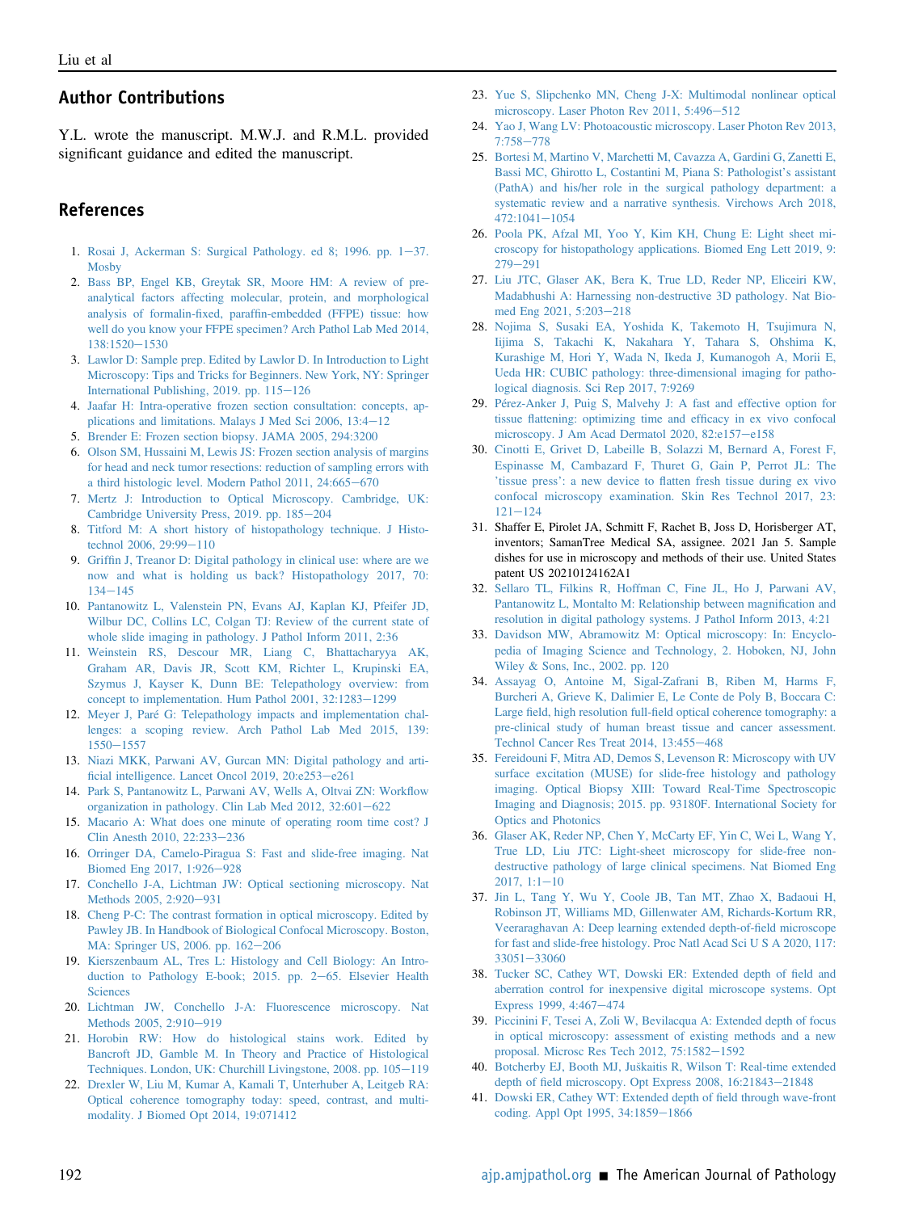## Author Contributions

Y.L. wrote the manuscript. M.W.J. and R.M.L. provided significant guidance and edited the manuscript.

## References

1. Rosai J, Ackerman S: Surgical Pathology. ed 8; 1996. pp. 1−37. Mosby
2. Bass BP, Engel KB, Greytak SR, Moore HM: A review of preanalytical factors affecting molecular, protein, and morphological analysis of formalin-fixed, paraffin-embedded (FFPE) tissue: how well do you know your FFPE specimen? Arch Pathol Lab Med 2014, 138:1520−1530
3. Lawlor D: Sample prep. Edited by Lawlor D. In Introduction to Light Microscopy: Tips and Tricks for Beginners. New York, NY: Springer International Publishing, 2019. pp. 115−129
4. Jaafar H: Intra-operative frozen section consultation: concepts, applications and limitations. Malays J Med Sci 2006, 13:4−12
5. Brender E: Frozen section biopsy. JAMA 2005, 294:3200
6. Olson SM, Hussaini M, Lewis JS: Frozen section analysis of margins for head and neck tumor resections: reduction of sampling errors with a third histologic level. Modern Pathol 2011, 24:665−670
7. Mertz J: Introduction to Optical Microscopy. Cambridge, UK: Cambridge University Press, 2019. pp. 185−204
8. Titford M: A short history of histopathology technique. J Histotechnol 2006, 29:99−110
9. Griffin J, Treanor D: Digital pathology in clinical use: where are we now and what is holding us back? Histopathology 2017, 70:134−145
10. Pantanowitz L, Valenstein PN, Evans AJ, Kaplan KJ, Pfeifer JD, Wilbur DC, Collins LC, Colgan TJ: Review of the current state of whole slide imaging in pathology. J Pathol Inform 2011, 2:36
11. Weinstein RS, Descour MR, Liang C, Bhattacharyya AK, Graham AR, Davis JR, Scott KM, Richter L, Krupinski EA, Szymus J, Kayser K, Dunn BE: Telepathology overview: from concept to implementation. Hum Pathol 2001, 32:1283−1299
12. Meyer J, Paré G: Telepathology impacts and implementation challenges: a scoping review. Arch Pathol Lab Med 2015, 139:1550−1557
13. Niazi MKK, Parwani AV, Gurcan MN: Digital pathology and artificial intelligence. Lancet Oncol 2019, 20:e253−e261
14. Park S, Pantanowitz L, Parwani AV, Wells A, Oltvai ZN: Workflow organization in pathology. Clin Lab Med 2012, 32:601−622
15. Macario A: What does one minute of operating room time cost? J Clin Anesth 2010, 22:233−236
16. Orringer DA, Camelo-Piragua S: Fast and slide-free imaging. Nat Biomed Eng 2017, 1:926−928
17. Conchello J-A, Lichtman JW: Optical sectioning microscopy. Nat Methods 2005, 2:920−931
18. Cheng P-C: The contrast formation in optical microscopy. Edited by Pawley JB. In Handbook of Biological Confocal Microscopy. Boston, MA: Springer US, 2006. pp. 162−206
19. Kierszenbaum AL, Tres L: Histology and Cell Biology: An Introduction to Pathology E-book; 2015. pp. 2−65. Elsevier Health Sciences
20. Lichtman JW, Conchello J-A: Fluorescence microscopy. Nat Methods 2005, 2:910−919
21. Horobin RW: How do histological stains work. Edited by Bancroft JD, Gamble M. In Theory and Practice of Histological Techniques. London, UK: Churchill Livingstone, 2008. pp. 105−119
22. Drexler W, Liu M, Kumar A, Kamali T, Unterhuber A, Leitgeb RA: Optical coherence tomography today: speed, contrast, and multimodality. J Biomed Opt 2014, 19:071412
23. Yue S, Slipchenko MN, Cheng J-X: Multimodal nonlinear optical microscopy. Laser Photon Rev 2011, 5:496−512
24. Yao J, Wang LV: Photoacoustic microscopy. Laser Photon Rev 2013, 7:758−778
25. Bortesi M, Martino V, Marchetti M, Cavazza A, Gardini G, Zanetti E, Bassi MC, Ghirotto L, Costantini M, Piana S: Pathologist's assistant (PathA) and his/her role in the surgical pathology department: a systematic review and a narrative synthesis. Virchows Arch 2018, 472:1041−1054
26. Poola PK, Afzal MI, Yoo Y, Kim KH, Chung E: Light sheet microscopy for histopathology applications. Biomed Eng Lett 2019, 9:279−291
27. Liu JTC, Glaser AK, Bera K, True LD, Reder NP, Eliceiri KW, Madabhushi A: Harnessing non-destructive 3D pathology. Nat Biomed Eng 2021, 5:203−218
28. Nojima S, Susaki EA, Yoshida K, Takemoto H, Tsujimura N, Iijima S, Takachi K, Nakahara Y, Tahara S, Ohshima K, Kurashige M, Hori Y, Wada N, Ikeda J, Kumanogoh A, Morii E, Ueda HR: CUBIC pathology: three-dimensional imaging for pathological diagnosis. Sci Rep 2017, 7:9269
29. Pérez-Anker J, Puig S, Malvehy J: A fast and effective option for tissue flattening: optimizing time and efficacy in ex vivo confocal microscopy. J Am Acad Dermatol 2020, 82:e157−e158
30. Cinotti E, Grivet D, Labeille B, Solazzi M, Bernard A, Forest F, Espinasse M, Cambazard F, Thuret G, Gain P, Perrot JL: The 'tissue press': a new device to flatten fresh tissue during ex vivo confocal microscopy examination. Skin Res Technol 2017, 23:121−124
31. Shaffer E, Pirolet JA, Schmitt F, Rachet B, Joss D, Horisberger AT, inventors; SamanTree Medical SA, assignee. 2021 Jan 5. Sample dishes for use in microscopy and methods of their use. United States patent US 20210124162A1
32. Sellaro TL, Filkins R, Hoffman C, Fine JL, Ho J, Parwani AV, Pantanowitz L, Montalto M: Relationship between magnification and resolution in digital pathology systems. J Pathol Inform 2013, 4:21
33. Davidson MW, Abramowitz M: Optical microscopy: In: Encyclopedia of Imaging Science and Technology, 2. Hoboken, NJ, John Wiley & Sons, Inc., 2002. pp. 120
34. Assayag O, Antoine M, Sigal-Zafrani B, Riben M, Harms F, Burcheri A, Grieve K, Dalimier E, Le Conte de Poly B, Boccara C: Large field, high resolution full-field optical coherence tomography: a pre-clinical study of human breast tissue and cancer assessment. Technol Cancer Res Treat 2014, 13:455−468
35. Fereidouni F, Mitra AD, Demos S, Levenson R: Microscopy with UV surface excitation (MUSE) for slide-free histology and pathology imaging. Optical Biopsy XIII: Toward Real-Time Spectroscopic Imaging and Diagnosis; 2015. pp. 93180F. International Society for Optics and Photonics
36. Glaser AK, Reder NP, Chen Y, McCarty EF, Yin C, Wei L, Wang Y, True LD, Liu JTC: Light-sheet microscopy for slide-free non-destructive pathology of large clinical specimens. Nat Biomed Eng 2017, 1:1−10
37. Jin L, Tang Y, Wu Y, Coole JB, Tan MT, Zhao X, Badaoui H, Robinson JT, Williams MD, Gillenwater AM, Richards-Kortum RR, Veeraraghavan A: Deep learning extended depth-of-field microscope for fast and slide-free histology. Proc Natl Acad Sci U S A 2020, 117:33051−33060
38. Tucker SC, Cathey WT, Dowski ER: Extended depth of field and aberration control for inexpensive digital microscope systems. Opt Express 1999, 4:467−474
39. Piccinini F, Tesei A, Zoli W, Bevilacqua A: Extended depth of focus in optical microscopy: assessment of existing methods and a new proposal. Microsc Res Tech 2012, 75:1582−1592
40. Botcherby EJ, Booth MJ, Juškaitis R, Wilson T: Real-time extended depth of field microscopy. Opt Express 2008, 16:21843−21848
41. Dowski ER, Cathey WT: Extended depth of field through wave-front coding. Appl Opt 1995, 34:1859−1866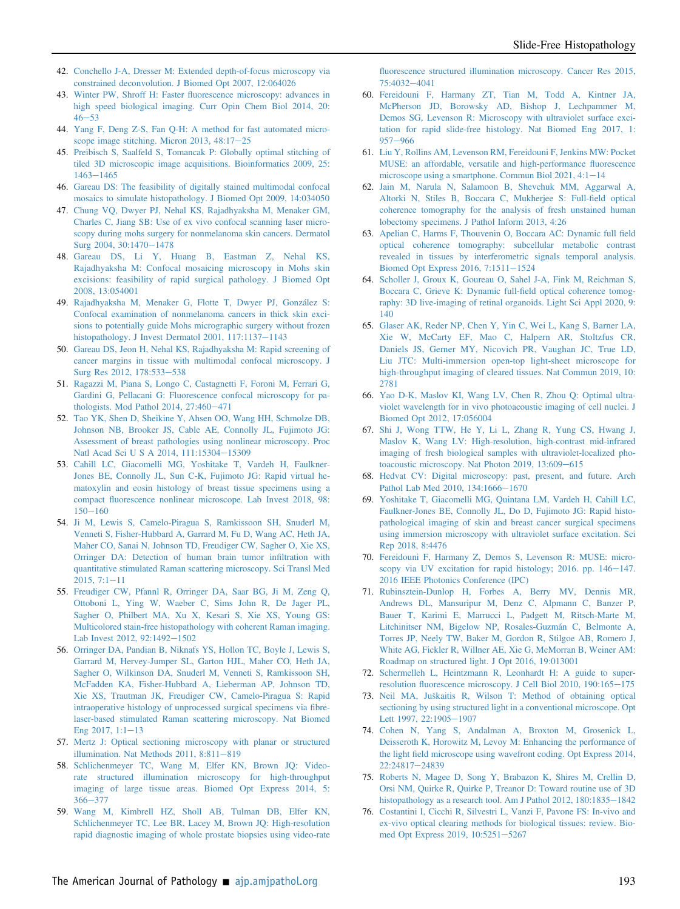42. Conchello J-A, Dresser M: Extended depth-of-focus microscopy via constrained deconvolution. J Biomed Opt 2007, 12:064026
43. Winter PW, Shroff H: Faster fluorescence microscopy: advances in high speed biological imaging. Curr Opin Chem Biol 2014, 20:46−53
44. Yang F, Deng Z-S, Fan Q-H: A method for fast automated microscope image stitching. Micron 2013, 48:17−25
45. Preibisch S, Saalfeld S, Tomancak P: Globally optimal stitching of tiled 3D microscopic image acquisitions. Bioinformatics 2009, 25:1463−1465
46. Gareau DS: The feasibility of digitally stained multimodal confocal mosaics to simulate histopathology. J Biomed Opt 2009, 14:034050
47. Chung VQ, Dwyer PJ, Nehal KS, Rajadhyaksha M, Menaker GM, Charles C, Jiang SB: Use of ex vivo confocal scanning laser microscopy during mohs surgery for nonmelanoma skin cancers. Dermatol Surg 2004, 30:1470−1478
48. Gareau DS, Li Y, Huang B, Eastman Z, Nehal KS, Rajadhyaksha M: Confocal mosaicing microscopy in Mohs skin excisions: feasibility of rapid surgical pathology. J Biomed Opt 2008, 13:054001
49. Rajadhyaksha M, Menaker G, Flotte T, Dwyer PJ, González S: Confocal examination of nonmelanoma cancers in thick skin excisions to potentially guide Mohs micrographic surgery without frozen histopathology. J Invest Dermatol 2001, 117:1137−1143
50. Gareau DS, Jeon H, Nehal KS, Rajadhyaksha M: Rapid screening of cancer margins in tissue with multimodal confocal microscopy. J Surg Res 2012, 178:533−538
51. Ragazzi M, Piana S, Longo C, Castagnetti F, Foroni M, Ferrari G, Gardini G, Pellacani G: Fluorescence confocal microscopy for pathologists. Mod Pathol 2014, 27:460−471
52. Tao YK, Shen D, Sheikine Y, Ahsen OO, Wang HH, Schmolze DB, Johnson NB, Brooker JS, Cable AE, Connolly JL, Fujimoto JG: Assessment of breast pathologies using nonlinear microscopy. Proc Natl Acad Sci U S A 2014, 111:15304−15309
53. Cahill LC, Giacomelli MG, Yoshitake T, Vardeh H, Faulkner-Jones BE, Connolly JL, Sun C-K, Fujimoto JG: Rapid virtual hematoxylin and eosin histology of breast tissue specimens using a compact fluorescence nonlinear microscope. Lab Invest 2018, 98:150−160
54. Ji M, Lewis S, Camelo-Piragua S, Ramkissoon SH, Snuderl M, Venneti S, Fisher-Hubbard A, Garrard M, Fu D, Wang AC, Heth JA, Maher CO, Sanai N, Johnson TD, Freudiger CW, Sagher O, Xie XS, Orringer DA: Detection of human brain tumor infiltration with quantitative stimulated Raman scattering microscopy. Sci Transl Med 2015, 7:1−11
55. Freudiger CW, Pfannl R, Orringer DA, Saar BG, Ji M, Zeng Q, Ottoboni L, Ying W, Waeber C, Sims John R, De Jager PL, Sagher O, Philbert MA, Xu X, Kesari S, Xie XS, Young GS: Multicolored stain-free histopathology with coherent Raman imaging. Lab Invest 2012, 92:1492−1502
56. Orringer DA, Pandian B, Niknafs YS, Hollon TC, Boyle J, Lewis S, Garrard M, Hervey-Jumper SL, Garton HJL, Maher CO, Heth JA, Sagher O, Wilkinson DA, Snuderl M, Venneti S, Ramkissoon SH, McFadden KA, Fisher-Hubbard A, Lieberman AP, Johnson TD, Xie XS, Trautman JK, Freudiger CW, Camelo-Piragua S: Rapid intraoperative histology of unprocessed surgical specimens via fibre-laser-based stimulated Raman scattering microscopy. Nat Biomed Eng 2017, 1:1−13
57. Mertz J: Optical sectioning microscopy with planar or structured illumination. Nat Methods 2011, 8:811−819
58. Schlichenmeyer TC, Wang M, Elfer KN, Brown JQ: Video-rate structured illumination microscopy for high-throughput imaging of large tissue areas. Biomed Opt Express 2014, 5:366−377
59. Wang M, Kimbrell HZ, Sholl AB, Tulman DB, Elfer KN, Schlichenmeyer TC, Lee BR, Lacey M, Brown JQ: High-resolution rapid diagnostic imaging of whole prostate biopsies using video-rate fluorescence structured illumination microscopy. Cancer Res 2015, 75:4032−4041
60. Fereidouni F, Harmany ZT, Tian M, Todd A, Kintner JA, McPherson JD, Borowsky AD, Bishop J, Lechpammer M, Demos SG, Levenson R: Microscopy with ultraviolet surface excitation for rapid slide-free histology. Nat Biomed Eng 2017, 1:957−966
61. Liu Y, Rollins AM, Levenson RM, Fereidouni F, Jenkins MW: Pocket MUSE: an affordable, versatile and high-performance fluorescence microscope using a smartphone. Commun Biol 2021, 4:1−14
62. Jain M, Narula N, Salamoon B, Shevchuk MM, Aggarwal A, Altorki N, Stiles B, Boccara C, Mukherjee S: Full-field optical coherence tomography for the analysis of fresh unstained human lobectomy specimens. J Pathol Inform 2013, 4:26
63. Apelian C, Harms F, Thouvenin O, Boccara AC: Dynamic full field optical coherence tomography: subcellular metabolic contrast revealed in tissues by interferometric signals temporal analysis. Biomed Opt Express 2016, 7:1511−1524
64. Scholler J, Groux K, Goureau O, Sahel J-A, Fink M, Reichman S, Boccara C, Grieve K: Dynamic full-field optical coherence tomography: 3D live-imaging of retinal organoids. Light Sci Appl 2020, 9:140
65. Glaser AK, Reder NP, Chen Y, Yin C, Wei L, Kang S, Barner LA, Xie W, McCarty EF, Mao C, Halpern AR, Stoltzfus CR, Daniels JS, Gerner MY, Nicovich PR, Vaughan JC, True LD, Liu JTC: Multi-immersion open-top light-sheet microscope for high-throughput imaging of cleared tissues. Nat Commun 2019, 10:2781
66. Yao D-K, Maslov KI, Wang LV, Chen R, Zhou Q: Optimal ultraviolet wavelength for in vivo photoacoustic imaging of cell nuclei. J Biomed Opt 2012, 17:056004
67. Shi J, Wong TTW, He Y, Li L, Zhang R, Yung CS, Hwang J, Maslov K, Wang LV: High-resolution, high-contrast mid-infrared imaging of fresh biological samples with ultraviolet-localized photoacoustic microscopy. Nat Photon 2019, 13:609−615
68. Hedvat CV: Digital microscopy: past, present, and future. Arch Pathol Lab Med 2010, 134:1666−1670
69. Yoshitake T, Giacomelli MG, Quintana LM, Vardeh H, Cahill LC, Faulkner-Jones BE, Connolly JL, Do D, Fujimoto JG: Rapid histopathological imaging of skin and breast cancer surgical specimens using immersion microscopy with ultraviolet surface excitation. Sci Rep 2018, 8:4476
70. Fereidouni F, Harmany Z, Demos S, Levenson R: MUSE: microscopy via UV excitation for rapid histology; 2016. pp. 146−147. 2016 IEEE Photonics Conference (IPC)
71. Rubinsztein-Dunlop H, Forbes A, Berry MV, Dennis MR, Andrews DL, Mansuripur M, Denz C, Alpmann C, Banzer P, Bauer T, Karimi E, Marrucci L, Padgett M, Ritsch-Marte M, Litchinitser NM, Bigelow NP, Rosales-Guzmán C, Belmonte A, Torres JP, Neely TW, Baker M, Gordon R, Stilgoe AB, Romero J, White AG, Fickler R, Willner AE, Xie G, McMorran B, Weiner AM: Roadmap on structured light. J Opt 2016, 19:013001
72. Schermelleh L, Heintzmann R, Leonhardt H: A guide to super-resolution fluorescence microscopy. J Cell Biol 2010, 190:165−175
73. Neil MA, Juškaitis R, Wilson T: Method of obtaining optical sectioning by using structured light in a conventional microscope. Opt Lett 1997, 22:1905−1907
74. Cohen N, Yang S, Andalman A, Broxton M, Grosenick L, Deisseroth K, Horowitz M, Levoy M: Enhancing the performance of the light field microscope using wavefront coding. Opt Express 2014, 22:24817−24839
75. Roberts N, Magee D, Song Y, Brabazon K, Shires M, Crellin D, Orsi NM, Quirke R, Quirke P, Treanor D: Toward routine use of 3D histopathology as a research tool. Am J Pathol 2012, 180:1835−1842
76. Costantini I, Cicchi R, Silvestri L, Vanzi F, Pavone FS: In-vivo and ex-vivo optical clearing methods for biological tissues: review. Biomed Opt Express 2019, 10:5251−5267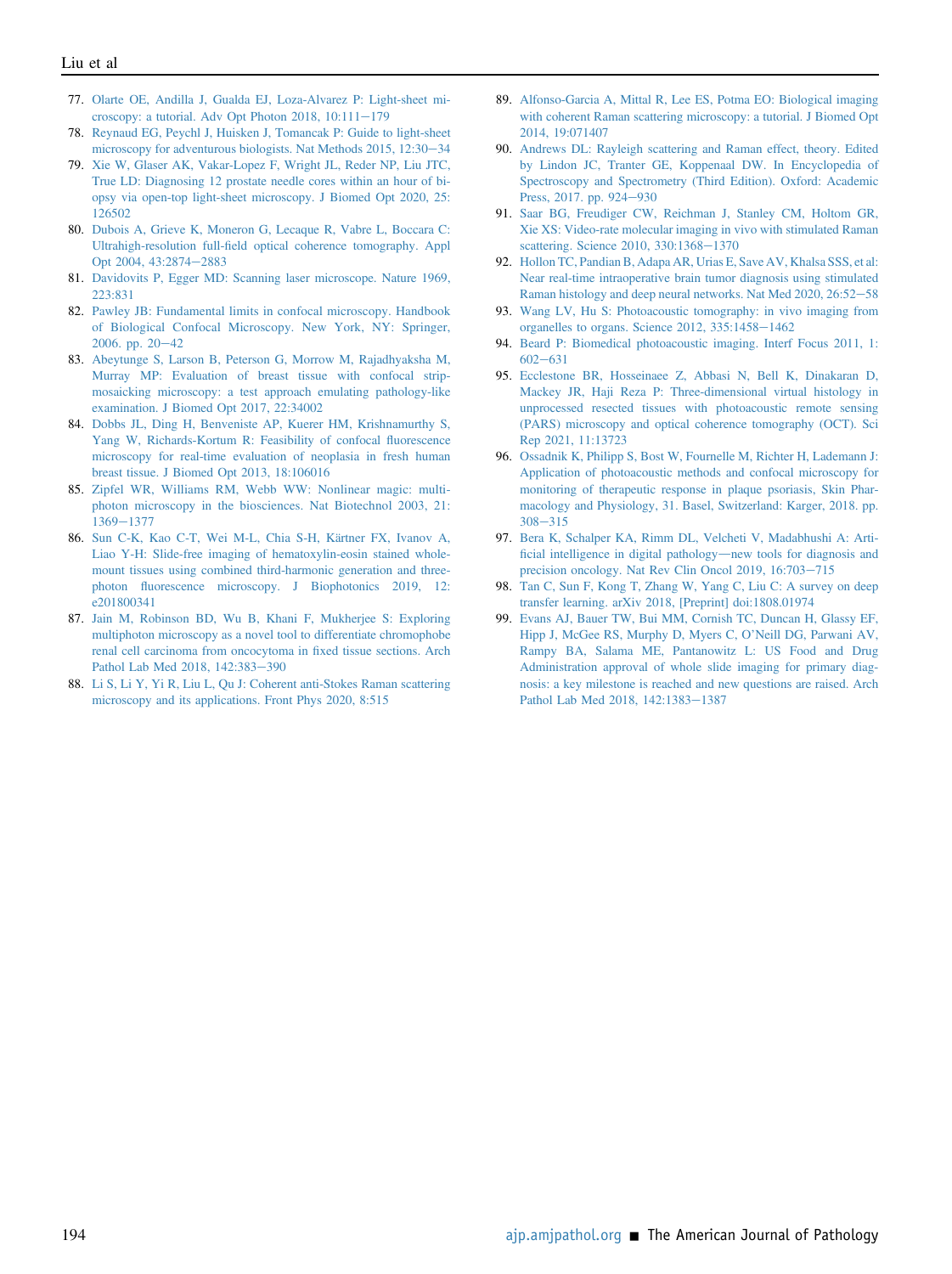77. Olarte OE, Andilla J, Gualda EJ, Loza-Alvarez P: Light-sheet microscopy: a tutorial. Adv Opt Photon 2018, 10:111−179
78. Reynaud EG, Peychl J, Huisken J, Tomancak P: Guide to light-sheet microscopy for adventurous biologists. Nat Methods 2015, 12:30−34
79. Xie W, Glaser AK, Vakar-Lopez F, Wright JL, Reder NP, Liu JTC, True LD: Diagnosing 12 prostate needle cores within an hour of biopsy via open-top light-sheet microscopy. J Biomed Opt 2020, 25: 126502
80. Dubois A, Grieve K, Moneron G, Lecaque R, Vabre L, Boccara C: Ultrahigh-resolution full-field optical coherence tomography. Appl Opt 2004, 43:2874−2883
81. Davidovits P, Egger MD: Scanning laser microscope. Nature 1969, 223:831
82. Pawley JB: Fundamental limits in confocal microscopy. Handbook of Biological Confocal Microscopy. New York, NY: Springer, 2006. pp. 20−42
83. Abeytunge S, Larson B, Peterson G, Morrow M, Rajadhyaksha M, Murray MP: Evaluation of breast tissue with confocal strip-mosaicking microscopy: a test approach emulating pathology-like examination. J Biomed Opt 2017, 22:34002
84. Dobbs JL, Ding H, Benveniste AP, Kuerer HM, Krishnamurthy S, Yang W, Richards-Kortum R: Feasibility of confocal fluorescence microscopy for real-time evaluation of neoplasia in fresh human breast tissue. J Biomed Opt 2013, 18:106016
85. Zipfel WR, Williams RM, Webb WW: Nonlinear magic: multiphoton microscopy in the biosciences. Nat Biotechnol 2003, 21: 1369−1377
86. Sun C-K, Kao C-T, Wei M-L, Chia S-H, Kärtner FX, Ivanov A, Liao Y-H: Slide-free imaging of hematoxylin-eosin stained whole-mount tissues using combined third-harmonic generation and three-photon fluorescence microscopy. J Biophotonics 2019, 12: e201800341
87. Jain M, Robinson BD, Wu B, Khani F, Mukherjee S: Exploring multiphoton microscopy as a novel tool to differentiate chromophobe renal cell carcinoma from oncocytoma in fixed tissue sections. Arch Pathol Lab Med 2018, 142:383−390
88. Li S, Li Y, Yi R, Liu L, Qu J: Coherent anti-Stokes Raman scattering microscopy and its applications. Front Phys 2020, 8:515
89. Alfonso-Garcia A, Mittal R, Lee ES, Potma EO: Biological imaging with coherent Raman scattering microscopy: a tutorial. J Biomed Opt 2014, 19:071407
90. Andrews DL: Rayleigh scattering and Raman effect, theory. Edited by Lindon JC, Tranter GE, Koppenaal DW. In Encyclopedia of Spectroscopy and Spectrometry (Third Edition). Oxford: Academic Press, 2017. pp. 924−930
91. Saar BG, Freudiger CW, Reichman J, Stanley CM, Holtom GR, Xie XS: Video-rate molecular imaging in vivo with stimulated Raman scattering. Science 2010, 330:1368−1370
92. Hollon TC, Pandian B, Adapa AR, Urias E, Save AV, Khalsa SSS, et al: Near real-time intraoperative brain tumor diagnosis using stimulated Raman histology and deep neural networks. Nat Med 2020, 26:52−58
93. Wang LV, Hu S: Photoacoustic tomography: in vivo imaging from organelles to organs. Science 2012, 335:1458−1462
94. Beard P: Biomedical photoacoustic imaging. Interf Focus 2011, 1: 602−631
95. Ecclestone BR, Hosseinaee Z, Abbasi N, Bell K, Dinakaran D, Mackey JR, Haji Reza P: Three-dimensional virtual histology in unprocessed resected tissues with photoacoustic remote sensing (PARS) microscopy and optical coherence tomography (OCT). Sci Rep 2021, 11:13723
96. Ossadnik K, Philipp S, Bost W, Fournelle M, Richter H, Lademann J: Application of photoacoustic methods and confocal microscopy for monitoring of therapeutic response in plaque psoriasis, Skin Pharmacology and Physiology, 31. Basel, Switzerland: Karger, 2018. pp. 308−315
97. Bera K, Schalper KA, Rimm DL, Velcheti V, Madabhushi A: Artificial intelligence in digital pathology—new tools for diagnosis and precision oncology. Nat Rev Clin Oncol 2019, 16:703−715
98. Tan C, Sun F, Kong T, Zhang W, Yang C, Liu C: A survey on deep transfer learning. arXiv 2018, [Preprint] doi:1808.01974
99. Evans AJ, Bauer TW, Bui MM, Cornish TC, Duncan H, Glassy EF, Hipp J, McGee RS, Murphy D, Myers C, O'Neill DG, Parwani AV, Rampy BA, Salama ME, Pantanowitz L: US Food and Drug Administration approval of whole slide imaging for primary diagnosis: a key milestone is reached and new questions are raised. Arch Pathol Lab Med 2018, 142:1383−1387